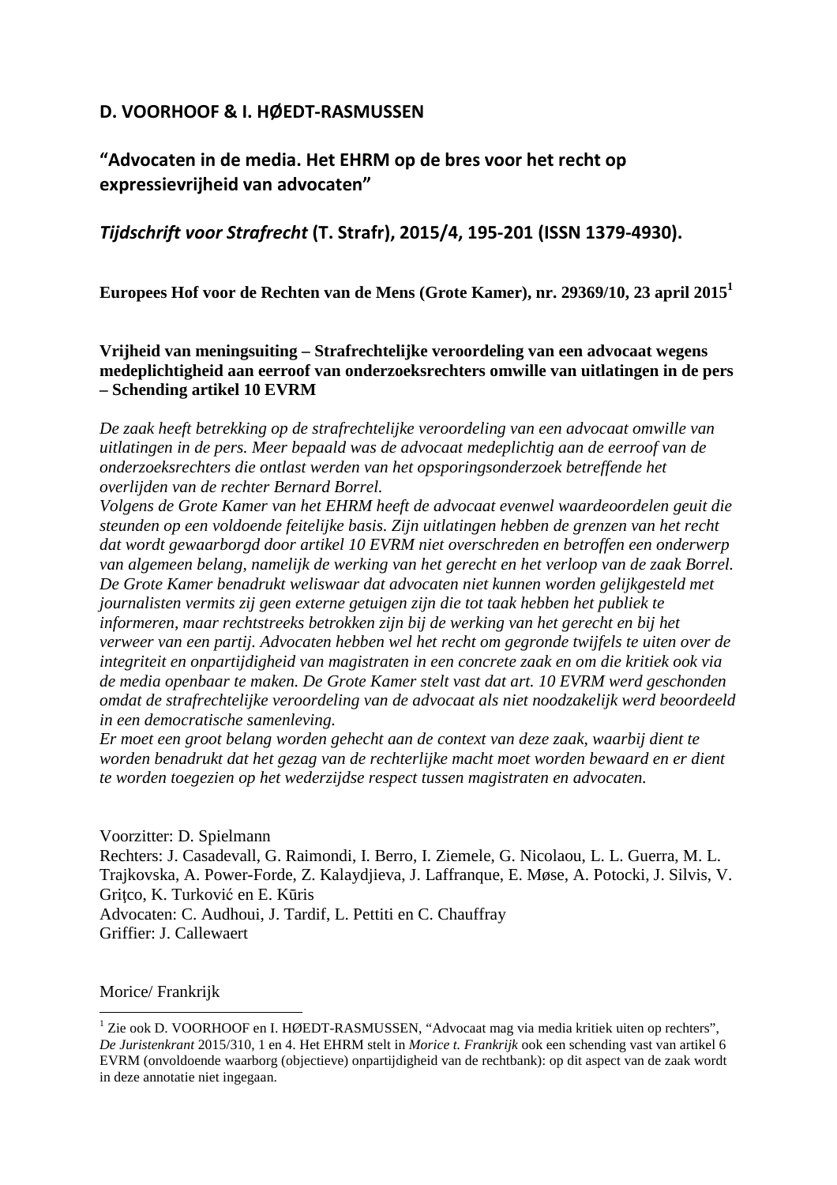**D. VOORHOOF & I. HØEDT-RASMUSSEN**

# "Advocaten in de media. Het EHRM op de bres voor het recht op expressievrijheid van advocaten"

***Tijdschrift voor Strafrecht* (T. Strafr), 2015/4, 195-201 (ISSN 1379-4930).**

**Europees Hof voor de Rechten van de Mens (Grote Kamer), nr. 29369/10, 23 april 2015[1]**

**Vrijheid van meningsuiting – Strafrechtelijke veroordeling van een advocaat wegens medeplichtigheid aan eerroof van onderzoeksrechters omwille van uitlatingen in de pers – Schending artikel 10 EVRM**

*De zaak heeft betrekking op de strafrechtelijke veroordeling van een advocaat omwille van uitlatingen in de pers. Meer bepaald was de advocaat medeplichtig aan de eerroof van de onderzoeksrechters die ontlast werden van het opsporingsonderzoek betreffende het overlijden van de rechter Bernard Borrel.*
*Volgens de Grote Kamer van het EHRM heeft de advocaat evenwel waardeoordelen geuit die steunden op een voldoende feitelijke basis. Zijn uitlatingen hebben de grenzen van het recht dat wordt gewaarborgd door artikel 10 EVRM niet overschreden en betroffen een onderwerp van algemeen belang, namelijk de werking van het gerecht en het verloop van de zaak Borrel. De Grote Kamer benadrukt weliswaar dat advocaten niet kunnen worden gelijkgesteld met journalisten vermits zij geen externe getuigen zijn die tot taak hebben het publiek te informeren, maar rechtstreeks betrokken zijn bij de werking van het gerecht en bij het verweer van een partij. Advocaten hebben wel het recht om gegronde twijfels te uiten over de integriteit en onpartijdigheid van magistraten in een concrete zaak en om die kritiek ook via de media openbaar te maken. De Grote Kamer stelt vast dat art. 10 EVRM werd geschonden omdat de strafrechtelijke veroordeling van de advocaat als niet noodzakelijk werd beoordeeld in een democratische samenleving.*
*Er moet een groot belang worden gehecht aan de context van deze zaak, waarbij dient te worden benadrukt dat het gezag van de rechterlijke macht moet worden bewaard en er dient te worden toegezien op het wederzijdse respect tussen magistraten en advocaten.*

Voorzitter: D. Spielmann
Rechters: J. Casadevall, G. Raimondi, I. Berro, I. Ziemele, G. Nicolaou, L. L. Guerra, M. L. Trajkovska, A. Power-Forde, Z. Kalaydjieva, J. Laffranque, E. Møse, A. Potocki, J. Silvis, V. Griţco, K. Turković en E. Kūris
Advocaten: C. Audhoui, J. Tardif, L. Pettiti en C. Chauffray
Griffier: J. Callewaert

Morice/ Frankrijk

[1] Zie ook D. VOORHOOF en I. HØEDT-RASMUSSEN, "Advocaat mag via media kritiek uiten op rechters", *De Juristenkrant* 2015/310, 1 en 4. Het EHRM stelt in *Morice t. Frankrijk* ook een schending vast van artikel 6 EVRM (onvoldoende waarborg (objectieve) onpartijdigheid van de rechtbank): op dit aspect van de zaak wordt in deze annotatie niet ingegaan.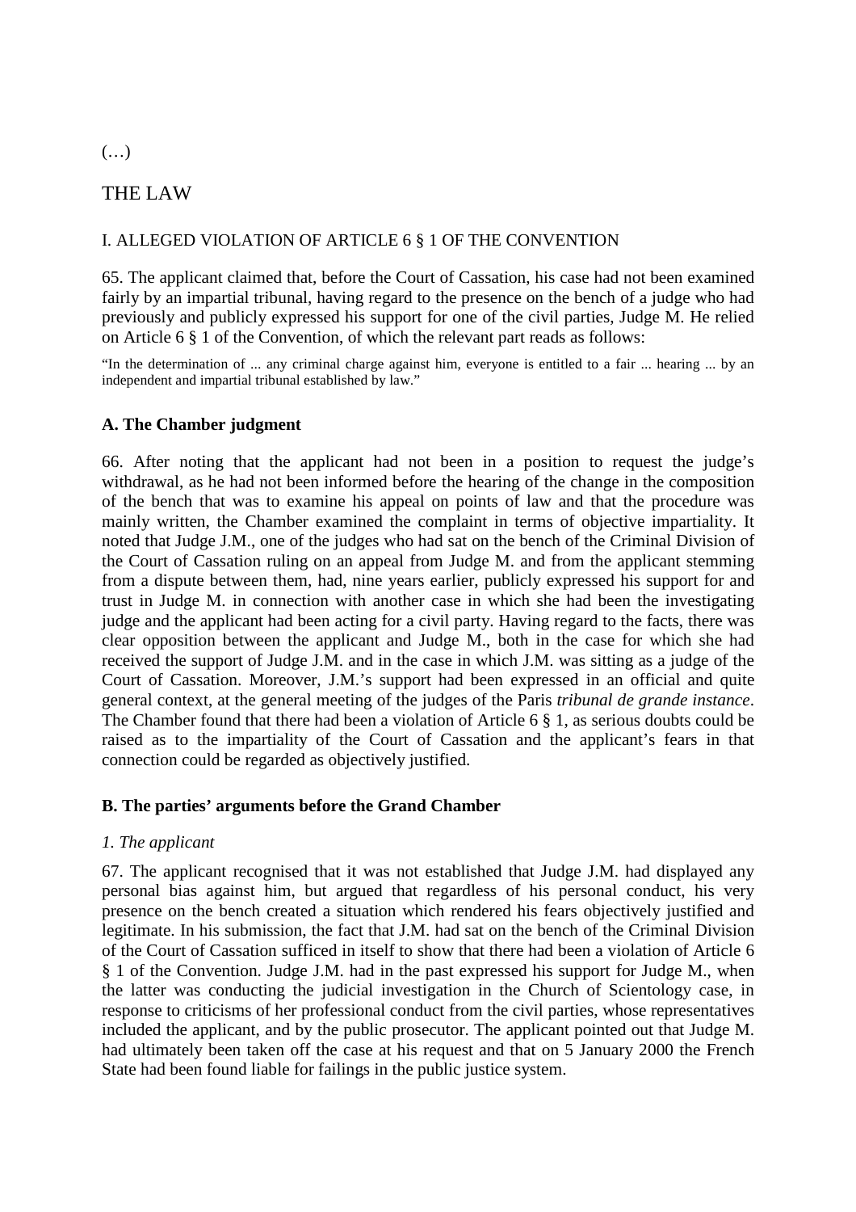(…)

# THE LAW

## I. ALLEGED VIOLATION OF ARTICLE 6 § 1 OF THE CONVENTION

65. The applicant claimed that, before the Court of Cassation, his case had not been examined fairly by an impartial tribunal, having regard to the presence on the bench of a judge who had previously and publicly expressed his support for one of the civil parties, Judge M. He relied on Article 6 § 1 of the Convention, of which the relevant part reads as follows:

> "In the determination of ... any criminal charge against him, everyone is entitled to a fair ... hearing ... by an independent and impartial tribunal established by law."

### A. The Chamber judgment

66. After noting that the applicant had not been in a position to request the judge's withdrawal, as he had not been informed before the hearing of the change in the composition of the bench that was to examine his appeal on points of law and that the procedure was mainly written, the Chamber examined the complaint in terms of objective impartiality. It noted that Judge J.M., one of the judges who had sat on the bench of the Criminal Division of the Court of Cassation ruling on an appeal from Judge M. and from the applicant stemming from a dispute between them, had, nine years earlier, publicly expressed his support for and trust in Judge M. in connection with another case in which she had been the investigating judge and the applicant had been acting for a civil party. Having regard to the facts, there was clear opposition between the applicant and Judge M., both in the case for which she had received the support of Judge J.M. and in the case in which J.M. was sitting as a judge of the Court of Cassation. Moreover, J.M.'s support had been expressed in an official and quite general context, at the general meeting of the judges of the Paris *tribunal de grande instance*. The Chamber found that there had been a violation of Article 6 § 1, as serious doubts could be raised as to the impartiality of the Court of Cassation and the applicant's fears in that connection could be regarded as objectively justified.

### B. The parties' arguments before the Grand Chamber

#### *1. The applicant*

67. The applicant recognised that it was not established that Judge J.M. had displayed any personal bias against him, but argued that regardless of his personal conduct, his very presence on the bench created a situation which rendered his fears objectively justified and legitimate. In his submission, the fact that J.M. had sat on the bench of the Criminal Division of the Court of Cassation sufficed in itself to show that there had been a violation of Article 6 § 1 of the Convention. Judge J.M. had in the past expressed his support for Judge M., when the latter was conducting the judicial investigation in the Church of Scientology case, in response to criticisms of her professional conduct from the civil parties, whose representatives included the applicant, and by the public prosecutor. The applicant pointed out that Judge M. had ultimately been taken off the case at his request and that on 5 January 2000 the French State had been found liable for failings in the public justice system.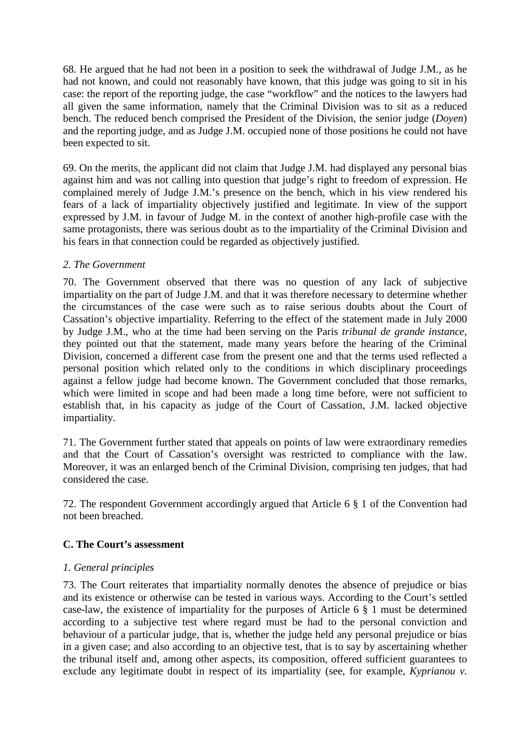68. He argued that he had not been in a position to seek the withdrawal of Judge J.M., as he had not known, and could not reasonably have known, that this judge was going to sit in his case: the report of the reporting judge, the case "workflow" and the notices to the lawyers had all given the same information, namely that the Criminal Division was to sit as a reduced bench. The reduced bench comprised the President of the Division, the senior judge (*Doyen*) and the reporting judge, and as Judge J.M. occupied none of those positions he could not have been expected to sit.

69. On the merits, the applicant did not claim that Judge J.M. had displayed any personal bias against him and was not calling into question that judge's right to freedom of expression. He complained merely of Judge J.M.'s presence on the bench, which in his view rendered his fears of a lack of impartiality objectively justified and legitimate. In view of the support expressed by J.M. in favour of Judge M. in the context of another high-profile case with the same protagonists, there was serious doubt as to the impartiality of the Criminal Division and his fears in that connection could be regarded as objectively justified.

*2. The Government*

70. The Government observed that there was no question of any lack of subjective impartiality on the part of Judge J.M. and that it was therefore necessary to determine whether the circumstances of the case were such as to raise serious doubts about the Court of Cassation's objective impartiality. Referring to the effect of the statement made in July 2000 by Judge J.M., who at the time had been serving on the Paris *tribunal de grande instance*, they pointed out that the statement, made many years before the hearing of the Criminal Division, concerned a different case from the present one and that the terms used reflected a personal position which related only to the conditions in which disciplinary proceedings against a fellow judge had become known. The Government concluded that those remarks, which were limited in scope and had been made a long time before, were not sufficient to establish that, in his capacity as judge of the Court of Cassation, J.M. lacked objective impartiality.

71. The Government further stated that appeals on points of law were extraordinary remedies and that the Court of Cassation's oversight was restricted to compliance with the law. Moreover, it was an enlarged bench of the Criminal Division, comprising ten judges, that had considered the case.

72. The respondent Government accordingly argued that Article 6 § 1 of the Convention had not been breached.

**C. The Court's assessment**

*1. General principles*

73. The Court reiterates that impartiality normally denotes the absence of prejudice or bias and its existence or otherwise can be tested in various ways. According to the Court's settled case-law, the existence of impartiality for the purposes of Article 6 § 1 must be determined according to a subjective test where regard must be had to the personal conviction and behaviour of a particular judge, that is, whether the judge held any personal prejudice or bias in a given case; and also according to an objective test, that is to say by ascertaining whether the tribunal itself and, among other aspects, its composition, offered sufficient guarantees to exclude any legitimate doubt in respect of its impartiality (see, for example, *Kyprianou v.*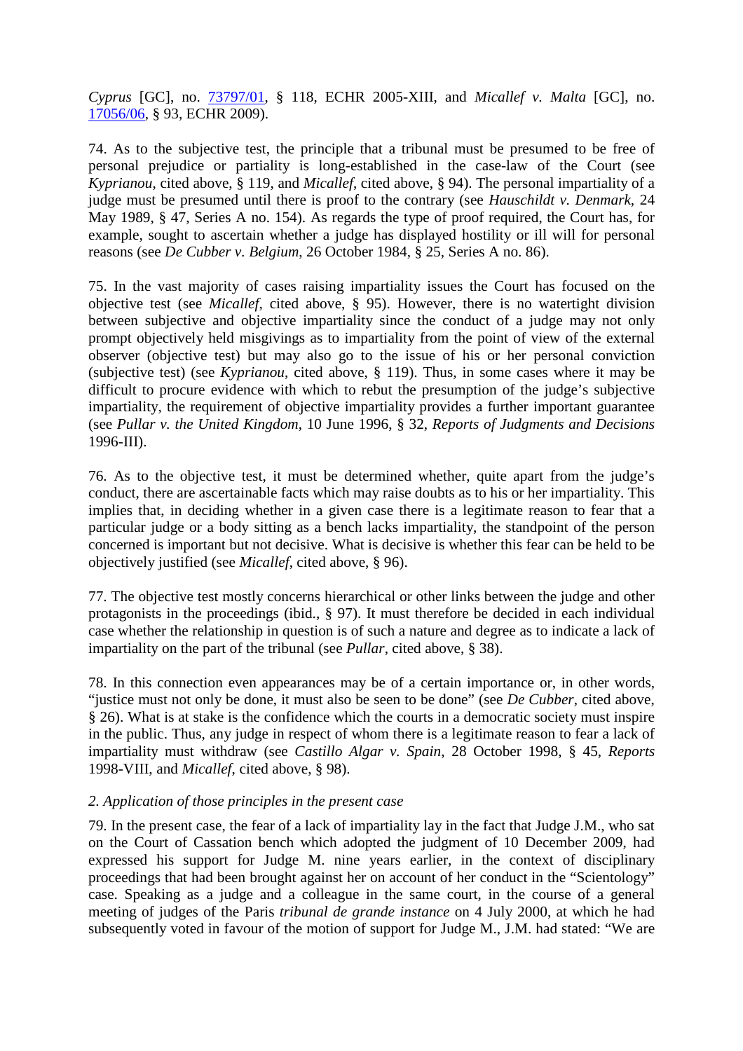*Cyprus* [GC], no. [73797/01](#), § 118, ECHR 2005-XIII, and *Micallef v. Malta* [GC], no. [17056/06](#), § 93, ECHR 2009).

74. As to the subjective test, the principle that a tribunal must be presumed to be free of personal prejudice or partiality is long-established in the case-law of the Court (see *Kyprianou*, cited above, § 119, and *Micallef*, cited above, § 94). The personal impartiality of a judge must be presumed until there is proof to the contrary (see *Hauschildt v. Denmark*, 24 May 1989, § 47, Series A no. 154). As regards the type of proof required, the Court has, for example, sought to ascertain whether a judge has displayed hostility or ill will for personal reasons (see *De Cubber v. Belgium*, 26 October 1984, § 25, Series A no. 86).

75. In the vast majority of cases raising impartiality issues the Court has focused on the objective test (see *Micallef*, cited above, § 95). However, there is no watertight division between subjective and objective impartiality since the conduct of a judge may not only prompt objectively held misgivings as to impartiality from the point of view of the external observer (objective test) but may also go to the issue of his or her personal conviction (subjective test) (see *Kyprianou*, cited above, § 119). Thus, in some cases where it may be difficult to procure evidence with which to rebut the presumption of the judge's subjective impartiality, the requirement of objective impartiality provides a further important guarantee (see *Pullar v. the United Kingdom*, 10 June 1996, § 32, *Reports of Judgments and Decisions* 1996-III).

76. As to the objective test, it must be determined whether, quite apart from the judge's conduct, there are ascertainable facts which may raise doubts as to his or her impartiality. This implies that, in deciding whether in a given case there is a legitimate reason to fear that a particular judge or a body sitting as a bench lacks impartiality, the standpoint of the person concerned is important but not decisive. What is decisive is whether this fear can be held to be objectively justified (see *Micallef*, cited above, § 96).

77. The objective test mostly concerns hierarchical or other links between the judge and other protagonists in the proceedings (ibid., § 97). It must therefore be decided in each individual case whether the relationship in question is of such a nature and degree as to indicate a lack of impartiality on the part of the tribunal (see *Pullar*, cited above, § 38).

78. In this connection even appearances may be of a certain importance or, in other words, "justice must not only be done, it must also be seen to be done" (see *De Cubber*, cited above, § 26). What is at stake is the confidence which the courts in a democratic society must inspire in the public. Thus, any judge in respect of whom there is a legitimate reason to fear a lack of impartiality must withdraw (see *Castillo Algar v. Spain*, 28 October 1998, § 45, *Reports* 1998-VIII, and *Micallef*, cited above, § 98).

*2. Application of those principles in the present case*

79. In the present case, the fear of a lack of impartiality lay in the fact that Judge J.M., who sat on the Court of Cassation bench which adopted the judgment of 10 December 2009, had expressed his support for Judge M. nine years earlier, in the context of disciplinary proceedings that had been brought against her on account of her conduct in the "Scientology" case. Speaking as a judge and a colleague in the same court, in the course of a general meeting of judges of the Paris *tribunal de grande instance* on 4 July 2000, at which he had subsequently voted in favour of the motion of support for Judge M., J.M. had stated: "We are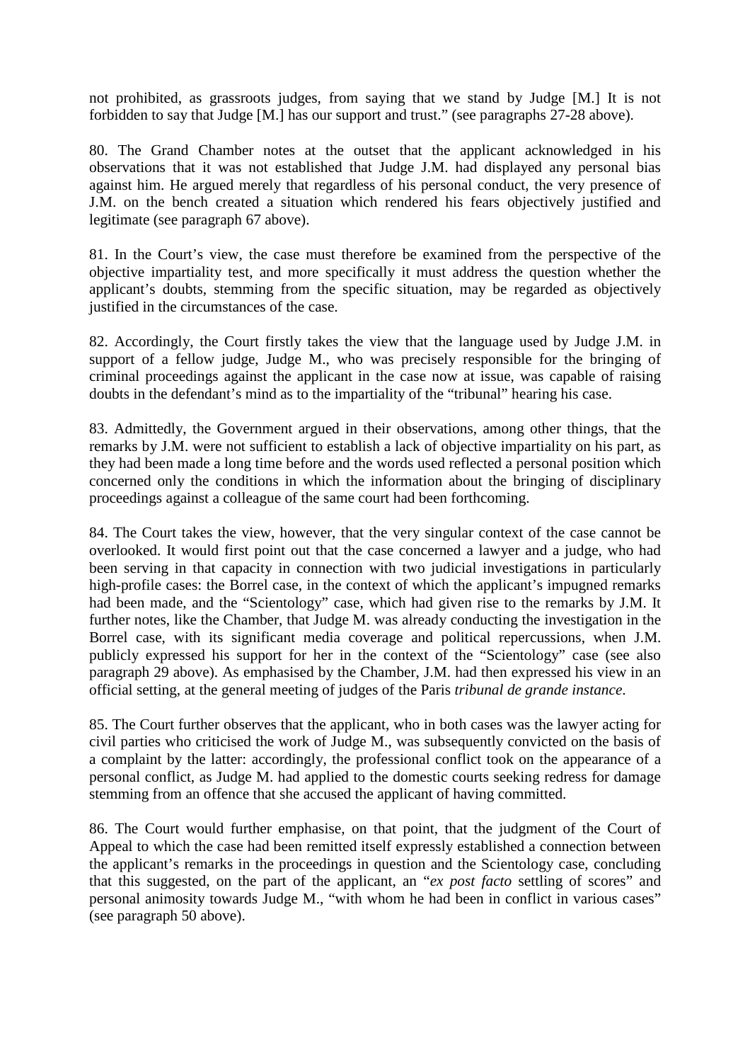not prohibited, as grassroots judges, from saying that we stand by Judge [M.] It is not forbidden to say that Judge [M.] has our support and trust." (see paragraphs 27-28 above).

80. The Grand Chamber notes at the outset that the applicant acknowledged in his observations that it was not established that Judge J.M. had displayed any personal bias against him. He argued merely that regardless of his personal conduct, the very presence of J.M. on the bench created a situation which rendered his fears objectively justified and legitimate (see paragraph 67 above).

81. In the Court's view, the case must therefore be examined from the perspective of the objective impartiality test, and more specifically it must address the question whether the applicant's doubts, stemming from the specific situation, may be regarded as objectively justified in the circumstances of the case.

82. Accordingly, the Court firstly takes the view that the language used by Judge J.M. in support of a fellow judge, Judge M., who was precisely responsible for the bringing of criminal proceedings against the applicant in the case now at issue, was capable of raising doubts in the defendant's mind as to the impartiality of the "tribunal" hearing his case.

83. Admittedly, the Government argued in their observations, among other things, that the remarks by J.M. were not sufficient to establish a lack of objective impartiality on his part, as they had been made a long time before and the words used reflected a personal position which concerned only the conditions in which the information about the bringing of disciplinary proceedings against a colleague of the same court had been forthcoming.

84. The Court takes the view, however, that the very singular context of the case cannot be overlooked. It would first point out that the case concerned a lawyer and a judge, who had been serving in that capacity in connection with two judicial investigations in particularly high-profile cases: the Borrel case, in the context of which the applicant's impugned remarks had been made, and the "Scientology" case, which had given rise to the remarks by J.M. It further notes, like the Chamber, that Judge M. was already conducting the investigation in the Borrel case, with its significant media coverage and political repercussions, when J.M. publicly expressed his support for her in the context of the "Scientology" case (see also paragraph 29 above). As emphasised by the Chamber, J.M. had then expressed his view in an official setting, at the general meeting of judges of the Paris *tribunal de grande instance*.

85. The Court further observes that the applicant, who in both cases was the lawyer acting for civil parties who criticised the work of Judge M., was subsequently convicted on the basis of a complaint by the latter: accordingly, the professional conflict took on the appearance of a personal conflict, as Judge M. had applied to the domestic courts seeking redress for damage stemming from an offence that she accused the applicant of having committed.

86. The Court would further emphasise, on that point, that the judgment of the Court of Appeal to which the case had been remitted itself expressly established a connection between the applicant's remarks in the proceedings in question and the Scientology case, concluding that this suggested, on the part of the applicant, an "*ex post facto* settling of scores" and personal animosity towards Judge M., "with whom he had been in conflict in various cases" (see paragraph 50 above).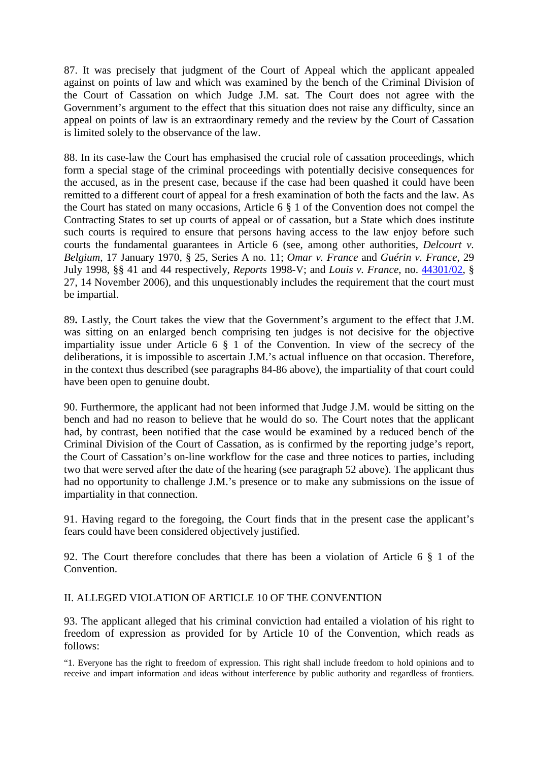87. It was precisely that judgment of the Court of Appeal which the applicant appealed against on points of law and which was examined by the bench of the Criminal Division of the Court of Cassation on which Judge J.M. sat. The Court does not agree with the Government's argument to the effect that this situation does not raise any difficulty, since an appeal on points of law is an extraordinary remedy and the review by the Court of Cassation is limited solely to the observance of the law.

88. In its case-law the Court has emphasised the crucial role of cassation proceedings, which form a special stage of the criminal proceedings with potentially decisive consequences for the accused, as in the present case, because if the case had been quashed it could have been remitted to a different court of appeal for a fresh examination of both the facts and the law. As the Court has stated on many occasions, Article 6 § 1 of the Convention does not compel the Contracting States to set up courts of appeal or of cassation, but a State which does institute such courts is required to ensure that persons having access to the law enjoy before such courts the fundamental guarantees in Article 6 (see, among other authorities, *Delcourt v. Belgium*, 17 January 1970, § 25, Series A no. 11; *Omar v. France* and *Guérin v. France*, 29 July 1998, §§ 41 and 44 respectively, *Reports* 1998-V; and *Louis v. France*, no. 44301/02, § 27, 14 November 2006), and this unquestionably includes the requirement that the court must be impartial.

89**.** Lastly, the Court takes the view that the Government's argument to the effect that J.M. was sitting on an enlarged bench comprising ten judges is not decisive for the objective impartiality issue under Article 6 § 1 of the Convention. In view of the secrecy of the deliberations, it is impossible to ascertain J.M.'s actual influence on that occasion. Therefore, in the context thus described (see paragraphs 84-86 above), the impartiality of that court could have been open to genuine doubt.

90. Furthermore, the applicant had not been informed that Judge J.M. would be sitting on the bench and had no reason to believe that he would do so. The Court notes that the applicant had, by contrast, been notified that the case would be examined by a reduced bench of the Criminal Division of the Court of Cassation, as is confirmed by the reporting judge's report, the Court of Cassation's on-line workflow for the case and three notices to parties, including two that were served after the date of the hearing (see paragraph 52 above). The applicant thus had no opportunity to challenge J.M.'s presence or to make any submissions on the issue of impartiality in that connection.

91. Having regard to the foregoing, the Court finds that in the present case the applicant's fears could have been considered objectively justified.

92. The Court therefore concludes that there has been a violation of Article 6 § 1 of the Convention.

## II. ALLEGED VIOLATION OF ARTICLE 10 OF THE CONVENTION

93. The applicant alleged that his criminal conviction had entailed a violation of his right to freedom of expression as provided for by Article 10 of the Convention, which reads as follows:

"1. Everyone has the right to freedom of expression. This right shall include freedom to hold opinions and to receive and impart information and ideas without interference by public authority and regardless of frontiers.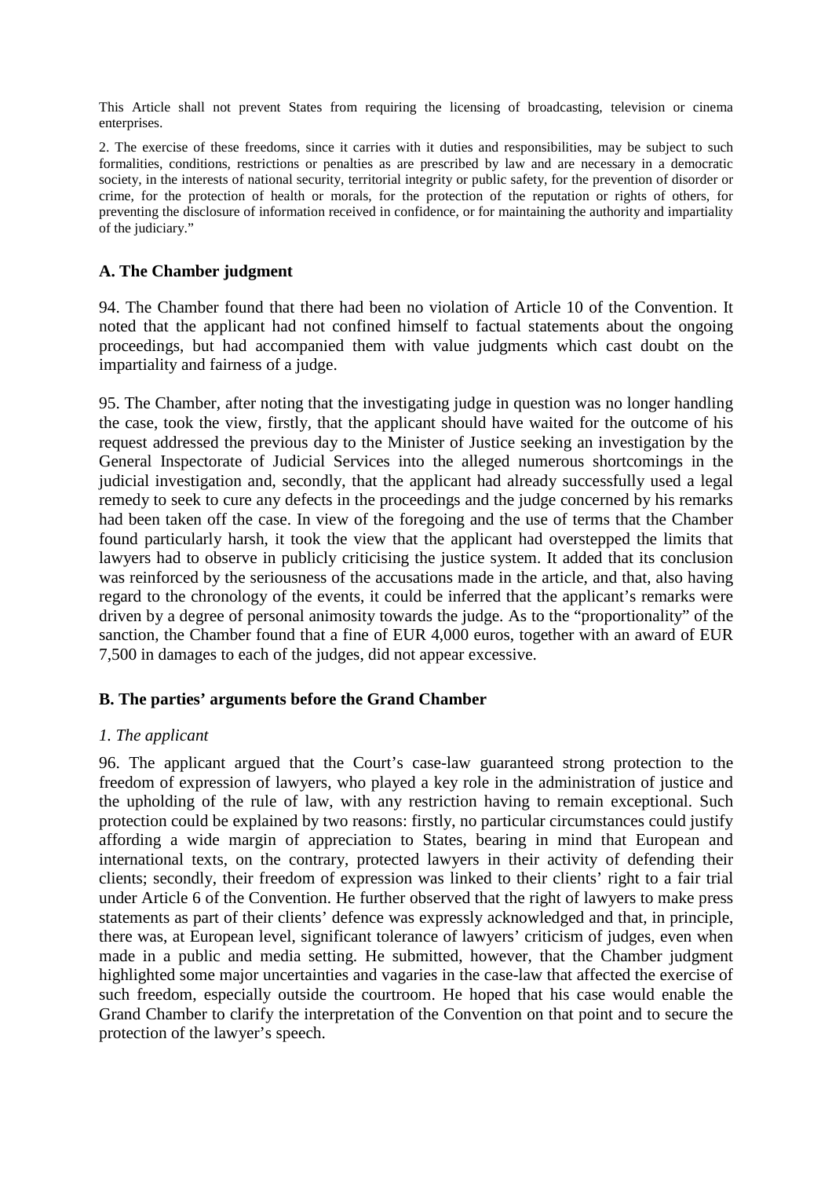This Article shall not prevent States from requiring the licensing of broadcasting, television or cinema enterprises.

2. The exercise of these freedoms, since it carries with it duties and responsibilities, may be subject to such formalities, conditions, restrictions or penalties as are prescribed by law and are necessary in a democratic society, in the interests of national security, territorial integrity or public safety, for the prevention of disorder or crime, for the protection of health or morals, for the protection of the reputation or rights of others, for preventing the disclosure of information received in confidence, or for maintaining the authority and impartiality of the judiciary."

## A. The Chamber judgment

94. The Chamber found that there had been no violation of Article 10 of the Convention. It noted that the applicant had not confined himself to factual statements about the ongoing proceedings, but had accompanied them with value judgments which cast doubt on the impartiality and fairness of a judge.

95. The Chamber, after noting that the investigating judge in question was no longer handling the case, took the view, firstly, that the applicant should have waited for the outcome of his request addressed the previous day to the Minister of Justice seeking an investigation by the General Inspectorate of Judicial Services into the alleged numerous shortcomings in the judicial investigation and, secondly, that the applicant had already successfully used a legal remedy to seek to cure any defects in the proceedings and the judge concerned by his remarks had been taken off the case. In view of the foregoing and the use of terms that the Chamber found particularly harsh, it took the view that the applicant had overstepped the limits that lawyers had to observe in publicly criticising the justice system. It added that its conclusion was reinforced by the seriousness of the accusations made in the article, and that, also having regard to the chronology of the events, it could be inferred that the applicant's remarks were driven by a degree of personal animosity towards the judge. As to the "proportionality" of the sanction, the Chamber found that a fine of EUR 4,000 euros, together with an award of EUR 7,500 in damages to each of the judges, did not appear excessive.

## B. The parties' arguments before the Grand Chamber

### *1. The applicant*

96. The applicant argued that the Court's case-law guaranteed strong protection to the freedom of expression of lawyers, who played a key role in the administration of justice and the upholding of the rule of law, with any restriction having to remain exceptional. Such protection could be explained by two reasons: firstly, no particular circumstances could justify affording a wide margin of appreciation to States, bearing in mind that European and international texts, on the contrary, protected lawyers in their activity of defending their clients; secondly, their freedom of expression was linked to their clients' right to a fair trial under Article 6 of the Convention. He further observed that the right of lawyers to make press statements as part of their clients' defence was expressly acknowledged and that, in principle, there was, at European level, significant tolerance of lawyers' criticism of judges, even when made in a public and media setting. He submitted, however, that the Chamber judgment highlighted some major uncertainties and vagaries in the case-law that affected the exercise of such freedom, especially outside the courtroom. He hoped that his case would enable the Grand Chamber to clarify the interpretation of the Convention on that point and to secure the protection of the lawyer's speech.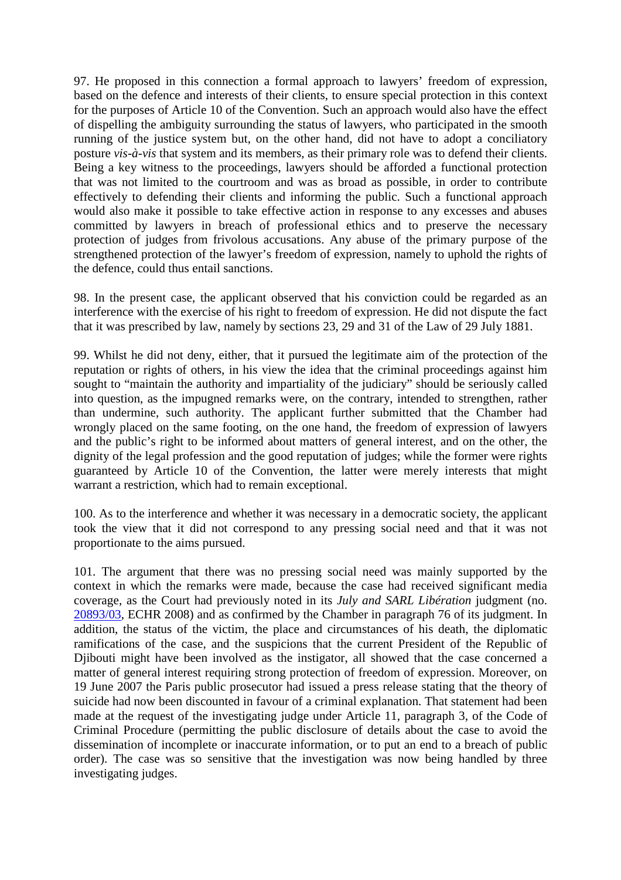97. He proposed in this connection a formal approach to lawyers' freedom of expression, based on the defence and interests of their clients, to ensure special protection in this context for the purposes of Article 10 of the Convention. Such an approach would also have the effect of dispelling the ambiguity surrounding the status of lawyers, who participated in the smooth running of the justice system but, on the other hand, did not have to adopt a conciliatory posture *vis-à-vis* that system and its members, as their primary role was to defend their clients. Being a key witness to the proceedings, lawyers should be afforded a functional protection that was not limited to the courtroom and was as broad as possible, in order to contribute effectively to defending their clients and informing the public. Such a functional approach would also make it possible to take effective action in response to any excesses and abuses committed by lawyers in breach of professional ethics and to preserve the necessary protection of judges from frivolous accusations. Any abuse of the primary purpose of the strengthened protection of the lawyer's freedom of expression, namely to uphold the rights of the defence, could thus entail sanctions.

98. In the present case, the applicant observed that his conviction could be regarded as an interference with the exercise of his right to freedom of expression. He did not dispute the fact that it was prescribed by law, namely by sections 23, 29 and 31 of the Law of 29 July 1881.

99. Whilst he did not deny, either, that it pursued the legitimate aim of the protection of the reputation or rights of others, in his view the idea that the criminal proceedings against him sought to "maintain the authority and impartiality of the judiciary" should be seriously called into question, as the impugned remarks were, on the contrary, intended to strengthen, rather than undermine, such authority. The applicant further submitted that the Chamber had wrongly placed on the same footing, on the one hand, the freedom of expression of lawyers and the public's right to be informed about matters of general interest, and on the other, the dignity of the legal profession and the good reputation of judges; while the former were rights guaranteed by Article 10 of the Convention, the latter were merely interests that might warrant a restriction, which had to remain exceptional.

100. As to the interference and whether it was necessary in a democratic society, the applicant took the view that it did not correspond to any pressing social need and that it was not proportionate to the aims pursued.

101. The argument that there was no pressing social need was mainly supported by the context in which the remarks were made, because the case had received significant media coverage, as the Court had previously noted in its *July and SARL Libération* judgment (no. 20893/03, ECHR 2008) and as confirmed by the Chamber in paragraph 76 of its judgment. In addition, the status of the victim, the place and circumstances of his death, the diplomatic ramifications of the case, and the suspicions that the current President of the Republic of Djibouti might have been involved as the instigator, all showed that the case concerned a matter of general interest requiring strong protection of freedom of expression. Moreover, on 19 June 2007 the Paris public prosecutor had issued a press release stating that the theory of suicide had now been discounted in favour of a criminal explanation. That statement had been made at the request of the investigating judge under Article 11, paragraph 3, of the Code of Criminal Procedure (permitting the public disclosure of details about the case to avoid the dissemination of incomplete or inaccurate information, or to put an end to a breach of public order). The case was so sensitive that the investigation was now being handled by three investigating judges.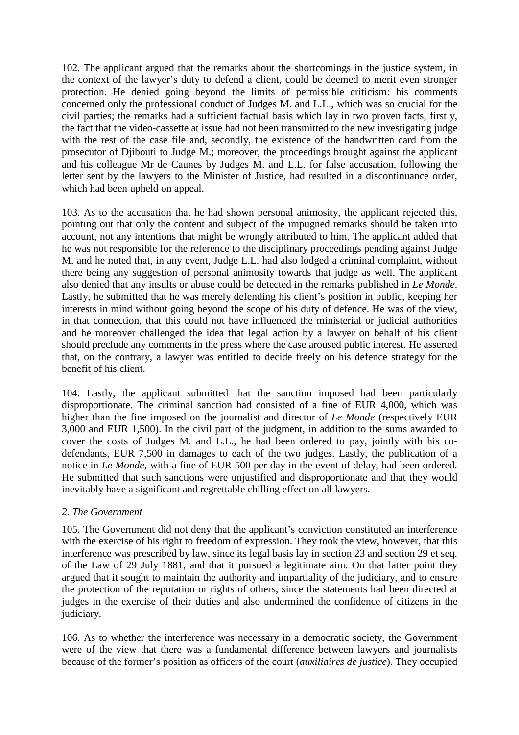102. The applicant argued that the remarks about the shortcomings in the justice system, in the context of the lawyer's duty to defend a client, could be deemed to merit even stronger protection. He denied going beyond the limits of permissible criticism: his comments concerned only the professional conduct of Judges M. and L.L., which was so crucial for the civil parties; the remarks had a sufficient factual basis which lay in two proven facts, firstly, the fact that the video-cassette at issue had not been transmitted to the new investigating judge with the rest of the case file and, secondly, the existence of the handwritten card from the prosecutor of Djibouti to Judge M.; moreover, the proceedings brought against the applicant and his colleague Mr de Caunes by Judges M. and L.L. for false accusation, following the letter sent by the lawyers to the Minister of Justice, had resulted in a discontinuance order, which had been upheld on appeal.

103. As to the accusation that he had shown personal animosity, the applicant rejected this, pointing out that only the content and subject of the impugned remarks should be taken into account, not any intentions that might be wrongly attributed to him. The applicant added that he was not responsible for the reference to the disciplinary proceedings pending against Judge M. and he noted that, in any event, Judge L.L. had also lodged a criminal complaint, without there being any suggestion of personal animosity towards that judge as well. The applicant also denied that any insults or abuse could be detected in the remarks published in *Le Monde*. Lastly, he submitted that he was merely defending his client's position in public, keeping her interests in mind without going beyond the scope of his duty of defence. He was of the view, in that connection, that this could not have influenced the ministerial or judicial authorities and he moreover challenged the idea that legal action by a lawyer on behalf of his client should preclude any comments in the press where the case aroused public interest. He asserted that, on the contrary, a lawyer was entitled to decide freely on his defence strategy for the benefit of his client.

104. Lastly, the applicant submitted that the sanction imposed had been particularly disproportionate. The criminal sanction had consisted of a fine of EUR 4,000, which was higher than the fine imposed on the journalist and director of *Le Monde* (respectively EUR 3,000 and EUR 1,500). In the civil part of the judgment, in addition to the sums awarded to cover the costs of Judges M. and L.L., he had been ordered to pay, jointly with his co-defendants, EUR 7,500 in damages to each of the two judges. Lastly, the publication of a notice in *Le Monde*, with a fine of EUR 500 per day in the event of delay, had been ordered. He submitted that such sanctions were unjustified and disproportionate and that they would inevitably have a significant and regrettable chilling effect on all lawyers.

*2. The Government*

105. The Government did not deny that the applicant's conviction constituted an interference with the exercise of his right to freedom of expression. They took the view, however, that this interference was prescribed by law, since its legal basis lay in section 23 and section 29 et seq. of the Law of 29 July 1881, and that it pursued a legitimate aim. On that latter point they argued that it sought to maintain the authority and impartiality of the judiciary, and to ensure the protection of the reputation or rights of others, since the statements had been directed at judges in the exercise of their duties and also undermined the confidence of citizens in the judiciary.

106. As to whether the interference was necessary in a democratic society, the Government were of the view that there was a fundamental difference between lawyers and journalists because of the former's position as officers of the court (*auxiliaires de justice*). They occupied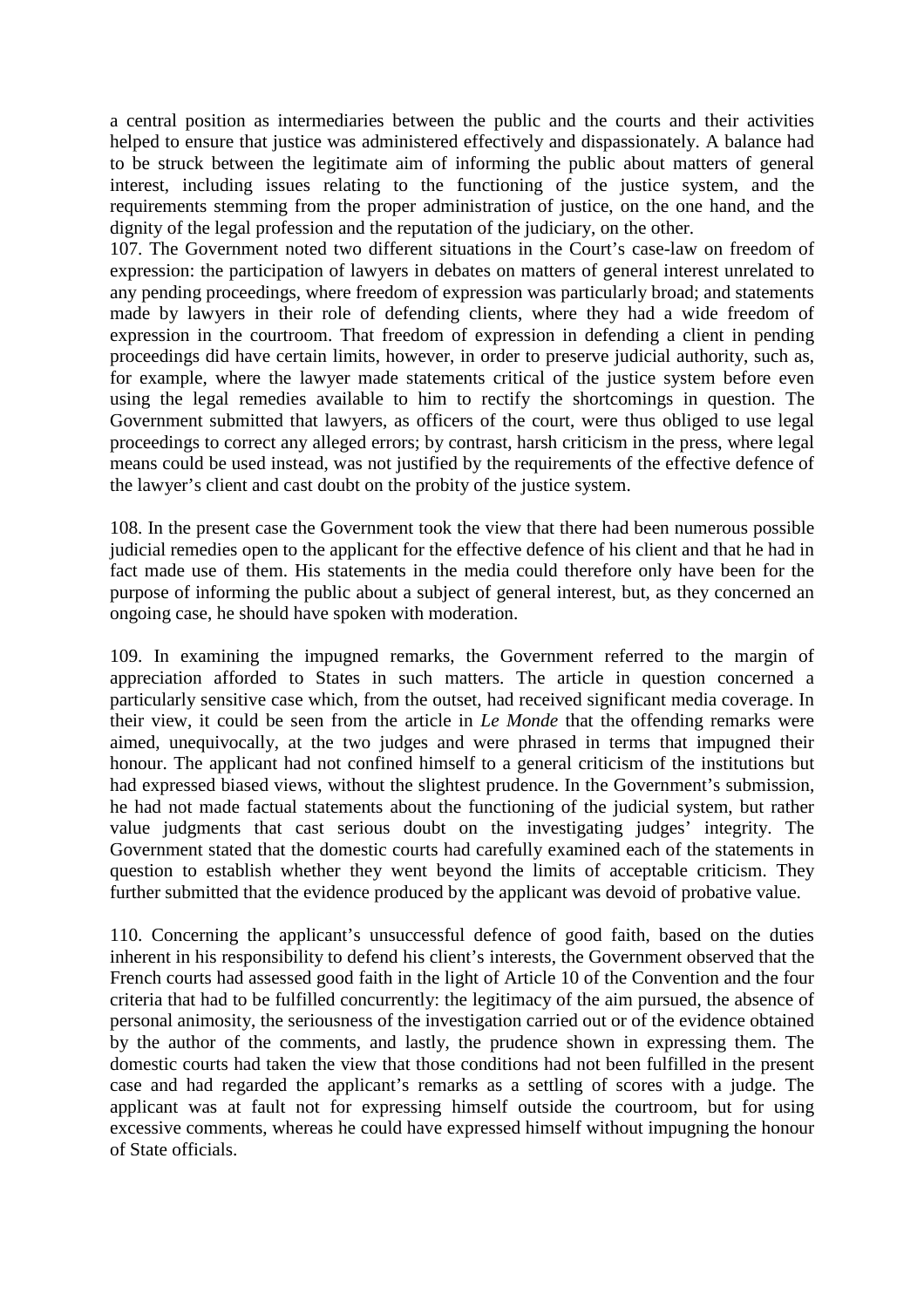a central position as intermediaries between the public and the courts and their activities helped to ensure that justice was administered effectively and dispassionately. A balance had to be struck between the legitimate aim of informing the public about matters of general interest, including issues relating to the functioning of the justice system, and the requirements stemming from the proper administration of justice, on the one hand, and the dignity of the legal profession and the reputation of the judiciary, on the other.

107. The Government noted two different situations in the Court's case-law on freedom of expression: the participation of lawyers in debates on matters of general interest unrelated to any pending proceedings, where freedom of expression was particularly broad; and statements made by lawyers in their role of defending clients, where they had a wide freedom of expression in the courtroom. That freedom of expression in defending a client in pending proceedings did have certain limits, however, in order to preserve judicial authority, such as, for example, where the lawyer made statements critical of the justice system before even using the legal remedies available to him to rectify the shortcomings in question. The Government submitted that lawyers, as officers of the court, were thus obliged to use legal proceedings to correct any alleged errors; by contrast, harsh criticism in the press, where legal means could be used instead, was not justified by the requirements of the effective defence of the lawyer's client and cast doubt on the probity of the justice system.

108. In the present case the Government took the view that there had been numerous possible judicial remedies open to the applicant for the effective defence of his client and that he had in fact made use of them. His statements in the media could therefore only have been for the purpose of informing the public about a subject of general interest, but, as they concerned an ongoing case, he should have spoken with moderation.

109. In examining the impugned remarks, the Government referred to the margin of appreciation afforded to States in such matters. The article in question concerned a particularly sensitive case which, from the outset, had received significant media coverage. In their view, it could be seen from the article in *Le Monde* that the offending remarks were aimed, unequivocally, at the two judges and were phrased in terms that impugned their honour. The applicant had not confined himself to a general criticism of the institutions but had expressed biased views, without the slightest prudence. In the Government's submission, he had not made factual statements about the functioning of the judicial system, but rather value judgments that cast serious doubt on the investigating judges' integrity. The Government stated that the domestic courts had carefully examined each of the statements in question to establish whether they went beyond the limits of acceptable criticism. They further submitted that the evidence produced by the applicant was devoid of probative value.

110. Concerning the applicant's unsuccessful defence of good faith, based on the duties inherent in his responsibility to defend his client's interests, the Government observed that the French courts had assessed good faith in the light of Article 10 of the Convention and the four criteria that had to be fulfilled concurrently: the legitimacy of the aim pursued, the absence of personal animosity, the seriousness of the investigation carried out or of the evidence obtained by the author of the comments, and lastly, the prudence shown in expressing them. The domestic courts had taken the view that those conditions had not been fulfilled in the present case and had regarded the applicant's remarks as a settling of scores with a judge. The applicant was at fault not for expressing himself outside the courtroom, but for using excessive comments, whereas he could have expressed himself without impugning the honour of State officials.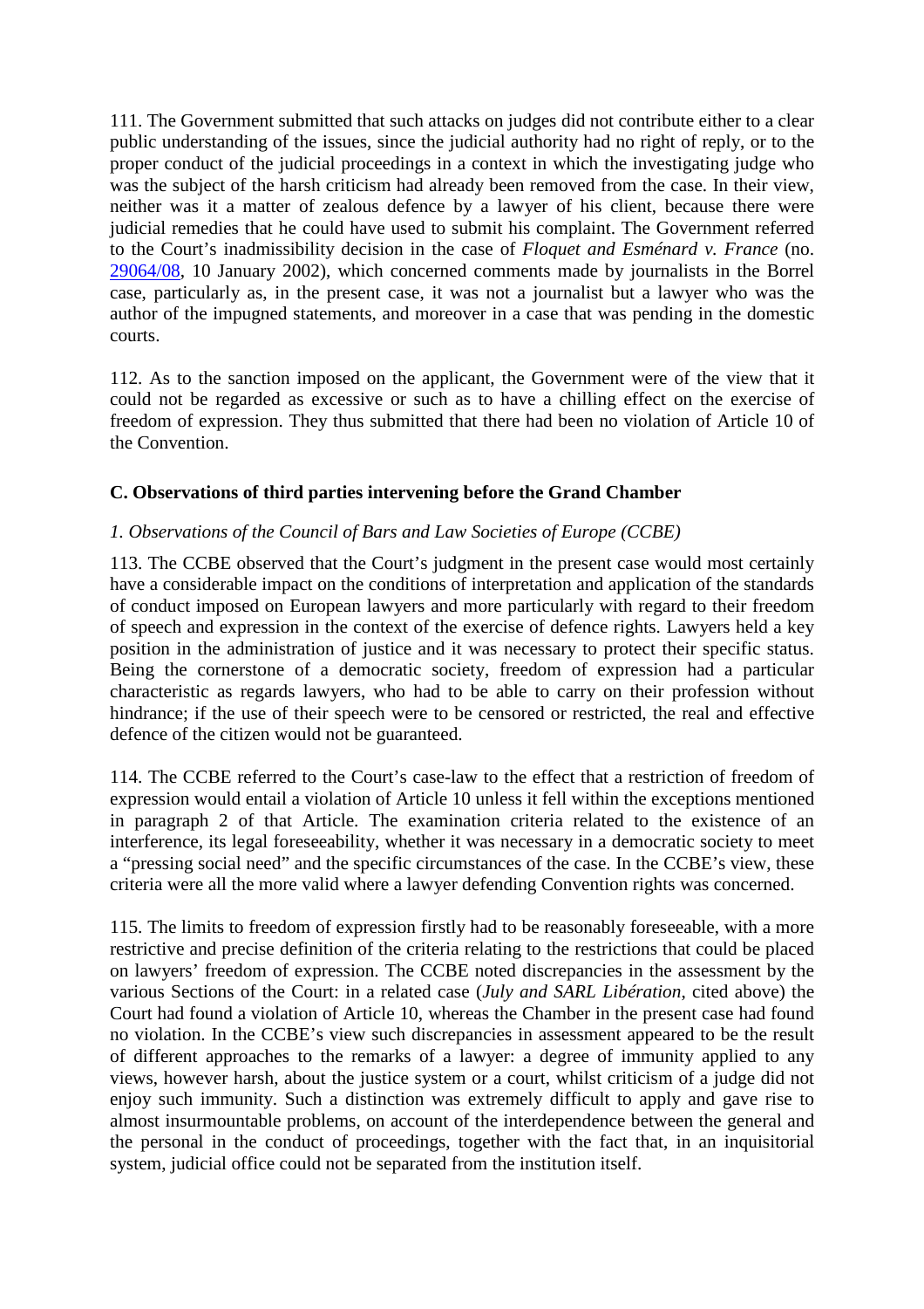111. The Government submitted that such attacks on judges did not contribute either to a clear public understanding of the issues, since the judicial authority had no right of reply, or to the proper conduct of the judicial proceedings in a context in which the investigating judge who was the subject of the harsh criticism had already been removed from the case. In their view, neither was it a matter of zealous defence by a lawyer of his client, because there were judicial remedies that he could have used to submit his complaint. The Government referred to the Court's inadmissibility decision in the case of *Floquet and Esménard v. France* (no. 29064/08, 10 January 2002), which concerned comments made by journalists in the Borrel case, particularly as, in the present case, it was not a journalist but a lawyer who was the author of the impugned statements, and moreover in a case that was pending in the domestic courts.

112. As to the sanction imposed on the applicant, the Government were of the view that it could not be regarded as excessive or such as to have a chilling effect on the exercise of freedom of expression. They thus submitted that there had been no violation of Article 10 of the Convention.

### C. Observations of third parties intervening before the Grand Chamber

#### *1. Observations of the Council of Bars and Law Societies of Europe (CCBE)*

113. The CCBE observed that the Court's judgment in the present case would most certainly have a considerable impact on the conditions of interpretation and application of the standards of conduct imposed on European lawyers and more particularly with regard to their freedom of speech and expression in the context of the exercise of defence rights. Lawyers held a key position in the administration of justice and it was necessary to protect their specific status. Being the cornerstone of a democratic society, freedom of expression had a particular characteristic as regards lawyers, who had to be able to carry on their profession without hindrance; if the use of their speech were to be censored or restricted, the real and effective defence of the citizen would not be guaranteed.

114. The CCBE referred to the Court's case-law to the effect that a restriction of freedom of expression would entail a violation of Article 10 unless it fell within the exceptions mentioned in paragraph 2 of that Article. The examination criteria related to the existence of an interference, its legal foreseeability, whether it was necessary in a democratic society to meet a "pressing social need" and the specific circumstances of the case. In the CCBE's view, these criteria were all the more valid where a lawyer defending Convention rights was concerned.

115. The limits to freedom of expression firstly had to be reasonably foreseeable, with a more restrictive and precise definition of the criteria relating to the restrictions that could be placed on lawyers' freedom of expression. The CCBE noted discrepancies in the assessment by the various Sections of the Court: in a related case (*July and SARL Libération*, cited above) the Court had found a violation of Article 10, whereas the Chamber in the present case had found no violation. In the CCBE's view such discrepancies in assessment appeared to be the result of different approaches to the remarks of a lawyer: a degree of immunity applied to any views, however harsh, about the justice system or a court, whilst criticism of a judge did not enjoy such immunity. Such a distinction was extremely difficult to apply and gave rise to almost insurmountable problems, on account of the interdependence between the general and the personal in the conduct of proceedings, together with the fact that, in an inquisitorial system, judicial office could not be separated from the institution itself.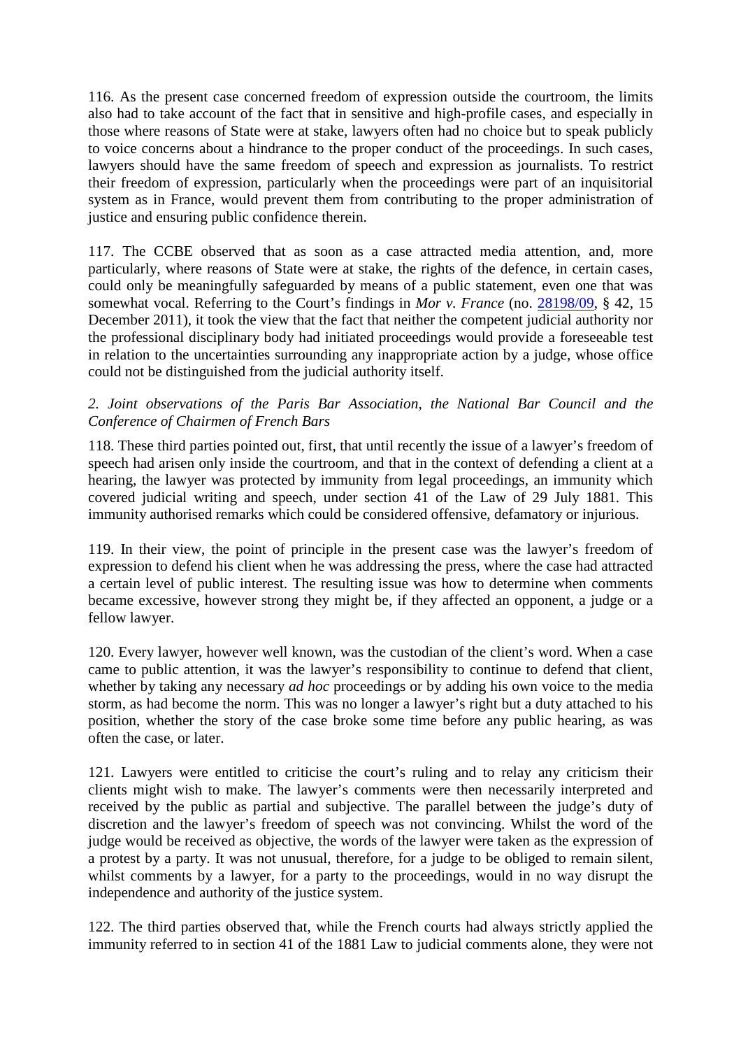116. As the present case concerned freedom of expression outside the courtroom, the limits also had to take account of the fact that in sensitive and high-profile cases, and especially in those where reasons of State were at stake, lawyers often had no choice but to speak publicly to voice concerns about a hindrance to the proper conduct of the proceedings. In such cases, lawyers should have the same freedom of speech and expression as journalists. To restrict their freedom of expression, particularly when the proceedings were part of an inquisitorial system as in France, would prevent them from contributing to the proper administration of justice and ensuring public confidence therein.

117. The CCBE observed that as soon as a case attracted media attention, and, more particularly, where reasons of State were at stake, the rights of the defence, in certain cases, could only be meaningfully safeguarded by means of a public statement, even one that was somewhat vocal. Referring to the Court's findings in *Mor v. France* (no. 28198/09, § 42, 15 December 2011), it took the view that the fact that neither the competent judicial authority nor the professional disciplinary body had initiated proceedings would provide a foreseeable test in relation to the uncertainties surrounding any inappropriate action by a judge, whose office could not be distinguished from the judicial authority itself.

*2. Joint observations of the Paris Bar Association, the National Bar Council and the Conference of Chairmen of French Bars*

118. These third parties pointed out, first, that until recently the issue of a lawyer's freedom of speech had arisen only inside the courtroom, and that in the context of defending a client at a hearing, the lawyer was protected by immunity from legal proceedings, an immunity which covered judicial writing and speech, under section 41 of the Law of 29 July 1881. This immunity authorised remarks which could be considered offensive, defamatory or injurious.

119. In their view, the point of principle in the present case was the lawyer's freedom of expression to defend his client when he was addressing the press, where the case had attracted a certain level of public interest. The resulting issue was how to determine when comments became excessive, however strong they might be, if they affected an opponent, a judge or a fellow lawyer.

120. Every lawyer, however well known, was the custodian of the client's word. When a case came to public attention, it was the lawyer's responsibility to continue to defend that client, whether by taking any necessary *ad hoc* proceedings or by adding his own voice to the media storm, as had become the norm. This was no longer a lawyer's right but a duty attached to his position, whether the story of the case broke some time before any public hearing, as was often the case, or later.

121. Lawyers were entitled to criticise the court's ruling and to relay any criticism their clients might wish to make. The lawyer's comments were then necessarily interpreted and received by the public as partial and subjective. The parallel between the judge's duty of discretion and the lawyer's freedom of speech was not convincing. Whilst the word of the judge would be received as objective, the words of the lawyer were taken as the expression of a protest by a party. It was not unusual, therefore, for a judge to be obliged to remain silent, whilst comments by a lawyer, for a party to the proceedings, would in no way disrupt the independence and authority of the justice system.

122. The third parties observed that, while the French courts had always strictly applied the immunity referred to in section 41 of the 1881 Law to judicial comments alone, they were not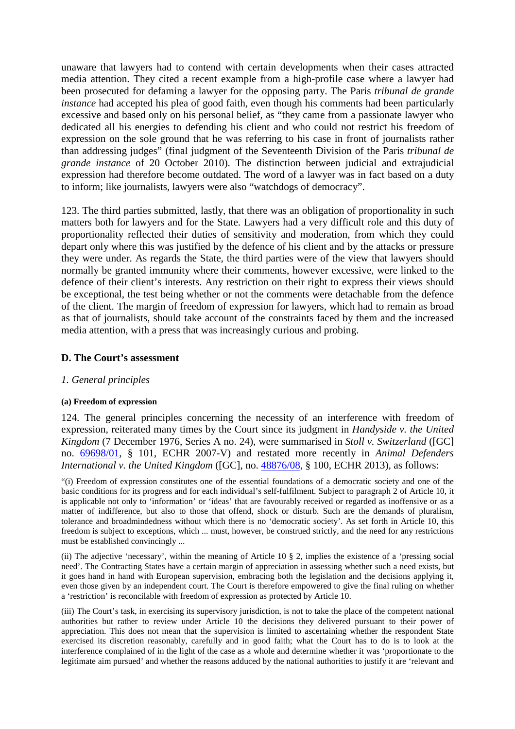unaware that lawyers had to contend with certain developments when their cases attracted media attention. They cited a recent example from a high-profile case where a lawyer had been prosecuted for defaming a lawyer for the opposing party. The Paris *tribunal de grande instance* had accepted his plea of good faith, even though his comments had been particularly excessive and based only on his personal belief, as "they came from a passionate lawyer who dedicated all his energies to defending his client and who could not restrict his freedom of expression on the sole ground that he was referring to his case in front of journalists rather than addressing judges" (final judgment of the Seventeenth Division of the Paris *tribunal de grande instance* of 20 October 2010). The distinction between judicial and extrajudicial expression had therefore become outdated. The word of a lawyer was in fact based on a duty to inform; like journalists, lawyers were also "watchdogs of democracy".

123. The third parties submitted, lastly, that there was an obligation of proportionality in such matters both for lawyers and for the State. Lawyers had a very difficult role and this duty of proportionality reflected their duties of sensitivity and moderation, from which they could depart only where this was justified by the defence of his client and by the attacks or pressure they were under. As regards the State, the third parties were of the view that lawyers should normally be granted immunity where their comments, however excessive, were linked to the defence of their client's interests. Any restriction on their right to express their views should be exceptional, the test being whether or not the comments were detachable from the defence of the client. The margin of freedom of expression for lawyers, which had to remain as broad as that of journalists, should take account of the constraints faced by them and the increased media attention, with a press that was increasingly curious and probing.

### D. The Court's assessment

#### *1. General principles*

##### (a) Freedom of expression

124. The general principles concerning the necessity of an interference with freedom of expression, reiterated many times by the Court since its judgment in *Handyside v. the United Kingdom* (7 December 1976, Series A no. 24), were summarised in *Stoll v. Switzerland* ([GC] no. 69698/01, § 101, ECHR 2007-V) and restated more recently in *Animal Defenders International v. the United Kingdom* ([GC], no. 48876/08, § 100, ECHR 2013), as follows:

"(i) Freedom of expression constitutes one of the essential foundations of a democratic society and one of the basic conditions for its progress and for each individual's self-fulfilment. Subject to paragraph 2 of Article 10, it is applicable not only to 'information' or 'ideas' that are favourably received or regarded as inoffensive or as a matter of indifference, but also to those that offend, shock or disturb. Such are the demands of pluralism, tolerance and broadmindedness without which there is no 'democratic society'. As set forth in Article 10, this freedom is subject to exceptions, which ... must, however, be construed strictly, and the need for any restrictions must be established convincingly ...

(ii) The adjective 'necessary', within the meaning of Article 10 § 2, implies the existence of a 'pressing social need'. The Contracting States have a certain margin of appreciation in assessing whether such a need exists, but it goes hand in hand with European supervision, embracing both the legislation and the decisions applying it, even those given by an independent court. The Court is therefore empowered to give the final ruling on whether a 'restriction' is reconcilable with freedom of expression as protected by Article 10.

(iii) The Court's task, in exercising its supervisory jurisdiction, is not to take the place of the competent national authorities but rather to review under Article 10 the decisions they delivered pursuant to their power of appreciation. This does not mean that the supervision is limited to ascertaining whether the respondent State exercised its discretion reasonably, carefully and in good faith; what the Court has to do is to look at the interference complained of in the light of the case as a whole and determine whether it was 'proportionate to the legitimate aim pursued' and whether the reasons adduced by the national authorities to justify it are 'relevant and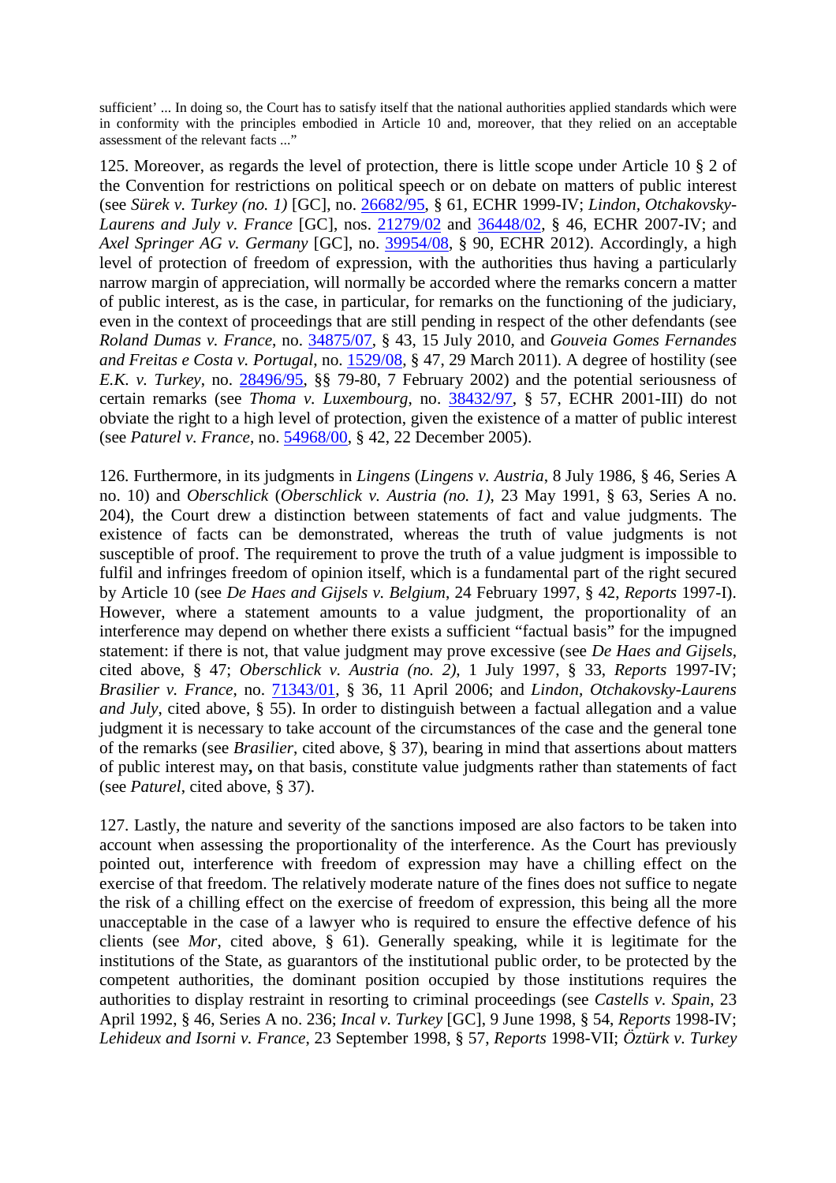sufficient' ... In doing so, the Court has to satisfy itself that the national authorities applied standards which were in conformity with the principles embodied in Article 10 and, moreover, that they relied on an acceptable assessment of the relevant facts ..."

125. Moreover, as regards the level of protection, there is little scope under Article 10 § 2 of the Convention for restrictions on political speech or on debate on matters of public interest (see *Sürek v. Turkey (no. 1)* [GC], no. 26682/95, § 61, ECHR 1999-IV; *Lindon, Otchakovsky-Laurens and July v. France* [GC], nos. 21279/02 and 36448/02, § 46, ECHR 2007-IV; and *Axel Springer AG v. Germany* [GC], no. 39954/08, § 90, ECHR 2012). Accordingly, a high level of protection of freedom of expression, with the authorities thus having a particularly narrow margin of appreciation, will normally be accorded where the remarks concern a matter of public interest, as is the case, in particular, for remarks on the functioning of the judiciary, even in the context of proceedings that are still pending in respect of the other defendants (see *Roland Dumas v. France*, no. 34875/07, § 43, 15 July 2010, and *Gouveia Gomes Fernandes and Freitas e Costa v. Portugal*, no. 1529/08, § 47, 29 March 2011). A degree of hostility (see *E.K. v. Turkey*, no. 28496/95, §§ 79-80, 7 February 2002) and the potential seriousness of certain remarks (see *Thoma v. Luxembourg*, no. 38432/97, § 57, ECHR 2001-III) do not obviate the right to a high level of protection, given the existence of a matter of public interest (see *Paturel v. France*, no. 54968/00, § 42, 22 December 2005).

126. Furthermore, in its judgments in *Lingens* (*Lingens v. Austria*, 8 July 1986, § 46, Series A no. 10) and *Oberschlick* (*Oberschlick v. Austria (no. 1)*, 23 May 1991, § 63, Series A no. 204), the Court drew a distinction between statements of fact and value judgments. The existence of facts can be demonstrated, whereas the truth of value judgments is not susceptible of proof. The requirement to prove the truth of a value judgment is impossible to fulfil and infringes freedom of opinion itself, which is a fundamental part of the right secured by Article 10 (see *De Haes and Gijsels v. Belgium*, 24 February 1997, § 42, *Reports* 1997-I). However, where a statement amounts to a value judgment, the proportionality of an interference may depend on whether there exists a sufficient "factual basis" for the impugned statement: if there is not, that value judgment may prove excessive (see *De Haes and Gijsels*, cited above, § 47; *Oberschlick v. Austria (no. 2)*, 1 July 1997, § 33, *Reports* 1997-IV; *Brasilier v. France*, no. 71343/01, § 36, 11 April 2006; and *Lindon, Otchakovsky-Laurens and July*, cited above, § 55). In order to distinguish between a factual allegation and a value judgment it is necessary to take account of the circumstances of the case and the general tone of the remarks (see *Brasilier*, cited above, § 37), bearing in mind that assertions about matters of public interest may**,** on that basis, constitute value judgments rather than statements of fact (see *Paturel*, cited above, § 37).

127. Lastly, the nature and severity of the sanctions imposed are also factors to be taken into account when assessing the proportionality of the interference. As the Court has previously pointed out, interference with freedom of expression may have a chilling effect on the exercise of that freedom. The relatively moderate nature of the fines does not suffice to negate the risk of a chilling effect on the exercise of freedom of expression, this being all the more unacceptable in the case of a lawyer who is required to ensure the effective defence of his clients (see *Mor*, cited above, § 61). Generally speaking, while it is legitimate for the institutions of the State, as guarantors of the institutional public order, to be protected by the competent authorities, the dominant position occupied by those institutions requires the authorities to display restraint in resorting to criminal proceedings (see *Castells v. Spain*, 23 April 1992, § 46, Series A no. 236; *Incal v. Turkey* [GC], 9 June 1998, § 54, *Reports* 1998-IV; *Lehideux and Isorni v. France*, 23 September 1998, § 57, *Reports* 1998-VII; *Öztürk v. Turkey*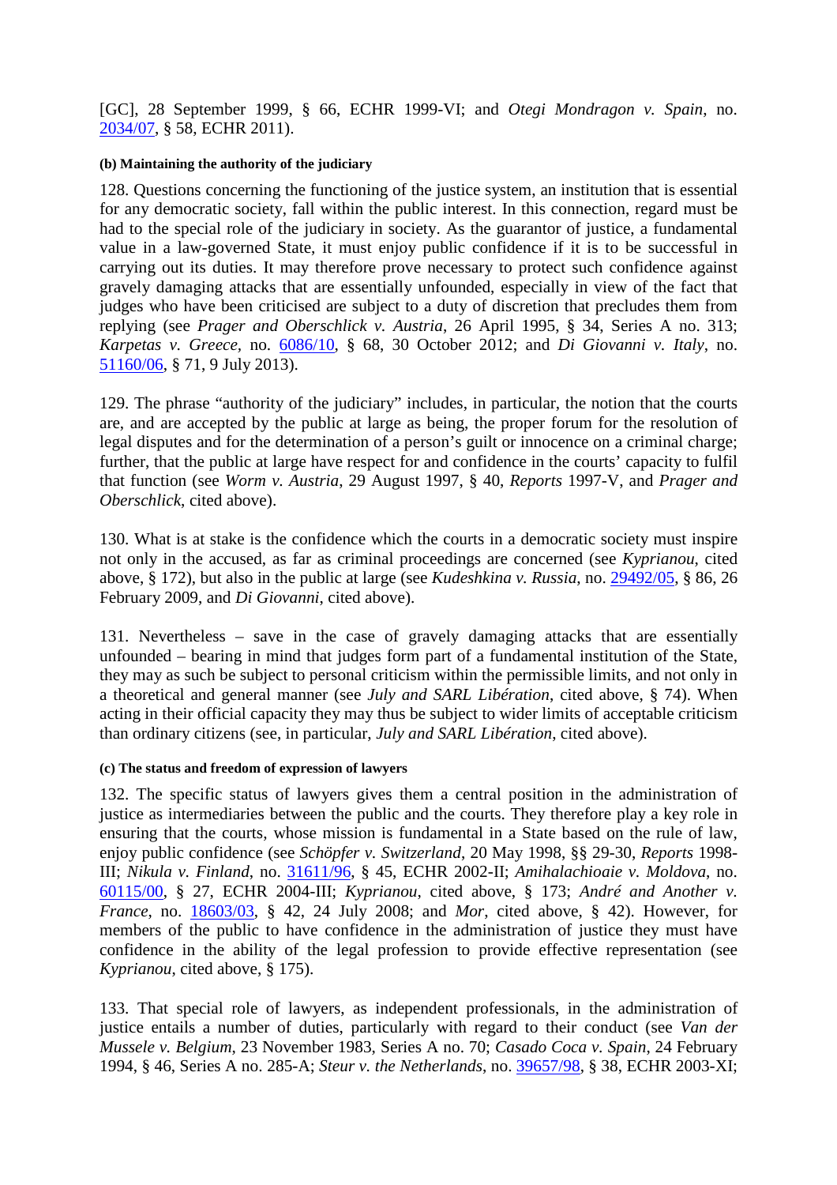[GC], 28 September 1999, § 66, ECHR 1999-VI; and *Otegi Mondragon v. Spain*, no. 2034/07, § 58, ECHR 2011).

##### (b) Maintaining the authority of the judiciary

128. Questions concerning the functioning of the justice system, an institution that is essential for any democratic society, fall within the public interest. In this connection, regard must be had to the special role of the judiciary in society. As the guarantor of justice, a fundamental value in a law-governed State, it must enjoy public confidence if it is to be successful in carrying out its duties. It may therefore prove necessary to protect such confidence against gravely damaging attacks that are essentially unfounded, especially in view of the fact that judges who have been criticised are subject to a duty of discretion that precludes them from replying (see *Prager and Oberschlick v. Austria*, 26 April 1995, § 34, Series A no. 313; *Karpetas v. Greece*, no. 6086/10, § 68, 30 October 2012; and *Di Giovanni v. Italy*, no. 51160/06, § 71, 9 July 2013).

129. The phrase "authority of the judiciary" includes, in particular, the notion that the courts are, and are accepted by the public at large as being, the proper forum for the resolution of legal disputes and for the determination of a person's guilt or innocence on a criminal charge; further, that the public at large have respect for and confidence in the courts' capacity to fulfil that function (see *Worm v. Austria*, 29 August 1997, § 40, *Reports* 1997-V, and *Prager and Oberschlick*, cited above).

130. What is at stake is the confidence which the courts in a democratic society must inspire not only in the accused, as far as criminal proceedings are concerned (see *Kyprianou*, cited above, § 172), but also in the public at large (see *Kudeshkina v. Russia*, no. 29492/05, § 86, 26 February 2009, and *Di Giovanni*, cited above).

131. Nevertheless – save in the case of gravely damaging attacks that are essentially unfounded – bearing in mind that judges form part of a fundamental institution of the State, they may as such be subject to personal criticism within the permissible limits, and not only in a theoretical and general manner (see *July and SARL Libération*, cited above, § 74). When acting in their official capacity they may thus be subject to wider limits of acceptable criticism than ordinary citizens (see, in particular, *July and SARL Libération*, cited above).

##### (c) The status and freedom of expression of lawyers

132. The specific status of lawyers gives them a central position in the administration of justice as intermediaries between the public and the courts. They therefore play a key role in ensuring that the courts, whose mission is fundamental in a State based on the rule of law, enjoy public confidence (see *Schöpfer v. Switzerland*, 20 May 1998, §§ 29-30, *Reports* 1998-III; *Nikula v. Finland*, no. 31611/96, § 45, ECHR 2002-II; *Amihalachioaie v. Moldova*, no. 60115/00, § 27, ECHR 2004-III; *Kyprianou*, cited above, § 173; *André and Another v. France*, no. 18603/03, § 42, 24 July 2008; and *Mor*, cited above, § 42). However, for members of the public to have confidence in the administration of justice they must have confidence in the ability of the legal profession to provide effective representation (see *Kyprianou*, cited above, § 175).

133. That special role of lawyers, as independent professionals, in the administration of justice entails a number of duties, particularly with regard to their conduct (see *Van der Mussele v. Belgium*, 23 November 1983, Series A no. 70; *Casado Coca v. Spain*, 24 February 1994, § 46, Series A no. 285-A; *Steur v. the Netherlands*, no. 39657/98, § 38, ECHR 2003-XI;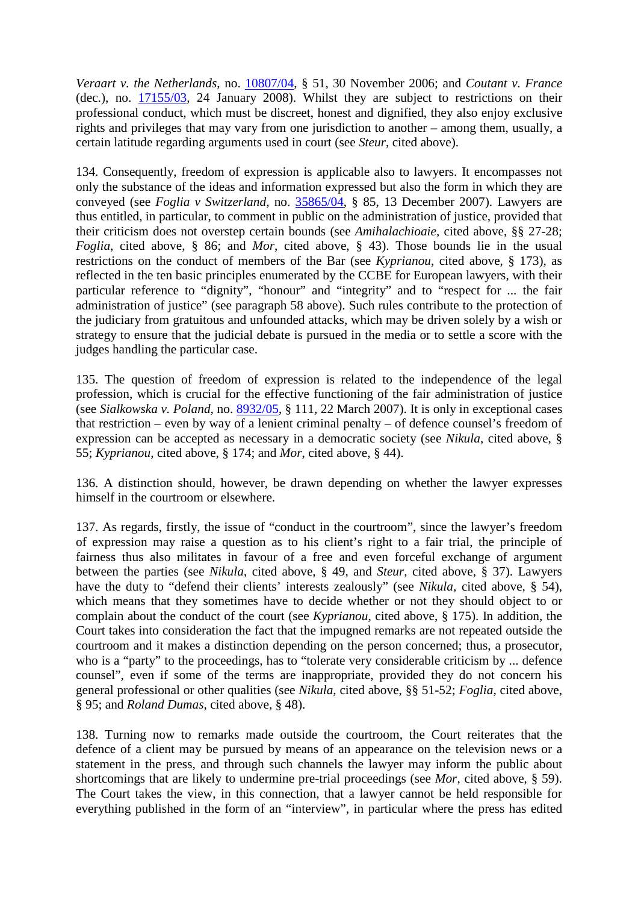*Veraart v. the Netherlands*, no. 10807/04, § 51, 30 November 2006; and *Coutant v. France* (dec.), no. 17155/03, 24 January 2008). Whilst they are subject to restrictions on their professional conduct, which must be discreet, honest and dignified, they also enjoy exclusive rights and privileges that may vary from one jurisdiction to another – among them, usually, a certain latitude regarding arguments used in court (see *Steur*, cited above).

134. Consequently, freedom of expression is applicable also to lawyers. It encompasses not only the substance of the ideas and information expressed but also the form in which they are conveyed (see *Foglia v Switzerland*, no. 35865/04, § 85, 13 December 2007). Lawyers are thus entitled, in particular, to comment in public on the administration of justice, provided that their criticism does not overstep certain bounds (see *Amihalachioaie*, cited above, §§ 27-28; *Foglia*, cited above, § 86; and *Mor*, cited above, § 43). Those bounds lie in the usual restrictions on the conduct of members of the Bar (see *Kyprianou*, cited above, § 173), as reflected in the ten basic principles enumerated by the CCBE for European lawyers, with their particular reference to "dignity", "honour" and "integrity" and to "respect for ... the fair administration of justice" (see paragraph 58 above). Such rules contribute to the protection of the judiciary from gratuitous and unfounded attacks, which may be driven solely by a wish or strategy to ensure that the judicial debate is pursued in the media or to settle a score with the judges handling the particular case.

135. The question of freedom of expression is related to the independence of the legal profession, which is crucial for the effective functioning of the fair administration of justice (see *Sialkowska v. Poland*, no. 8932/05, § 111, 22 March 2007). It is only in exceptional cases that restriction – even by way of a lenient criminal penalty – of defence counsel's freedom of expression can be accepted as necessary in a democratic society (see *Nikula*, cited above, § 55; *Kyprianou*, cited above, § 174; and *Mor*, cited above, § 44).

136. A distinction should, however, be drawn depending on whether the lawyer expresses himself in the courtroom or elsewhere.

137. As regards, firstly, the issue of "conduct in the courtroom", since the lawyer's freedom of expression may raise a question as to his client's right to a fair trial, the principle of fairness thus also militates in favour of a free and even forceful exchange of argument between the parties (see *Nikula*, cited above, § 49, and *Steur*, cited above, § 37). Lawyers have the duty to "defend their clients' interests zealously" (see *Nikula*, cited above, § 54), which means that they sometimes have to decide whether or not they should object to or complain about the conduct of the court (see *Kyprianou*, cited above, § 175). In addition, the Court takes into consideration the fact that the impugned remarks are not repeated outside the courtroom and it makes a distinction depending on the person concerned; thus, a prosecutor, who is a "party" to the proceedings, has to "tolerate very considerable criticism by ... defence counsel", even if some of the terms are inappropriate, provided they do not concern his general professional or other qualities (see *Nikula*, cited above, §§ 51-52; *Foglia*, cited above, § 95; and *Roland Dumas*, cited above, § 48).

138. Turning now to remarks made outside the courtroom, the Court reiterates that the defence of a client may be pursued by means of an appearance on the television news or a statement in the press, and through such channels the lawyer may inform the public about shortcomings that are likely to undermine pre-trial proceedings (see *Mor*, cited above, § 59). The Court takes the view, in this connection, that a lawyer cannot be held responsible for everything published in the form of an "interview", in particular where the press has edited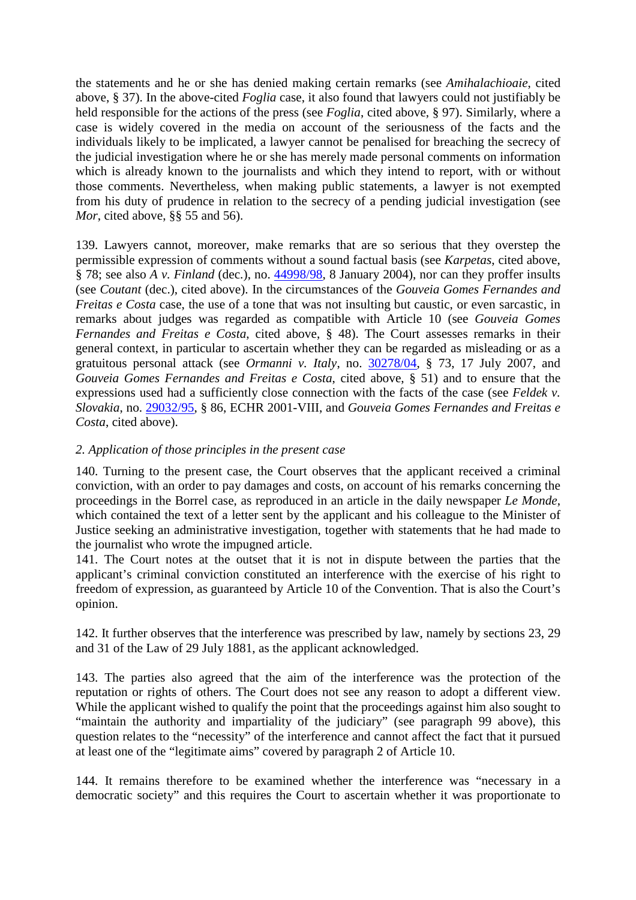the statements and he or she has denied making certain remarks (see *Amihalachioaie*, cited above, § 37). In the above-cited *Foglia* case, it also found that lawyers could not justifiably be held responsible for the actions of the press (see *Foglia*, cited above, § 97). Similarly, where a case is widely covered in the media on account of the seriousness of the facts and the individuals likely to be implicated, a lawyer cannot be penalised for breaching the secrecy of the judicial investigation where he or she has merely made personal comments on information which is already known to the journalists and which they intend to report, with or without those comments. Nevertheless, when making public statements, a lawyer is not exempted from his duty of prudence in relation to the secrecy of a pending judicial investigation (see *Mor*, cited above, §§ 55 and 56).

139. Lawyers cannot, moreover, make remarks that are so serious that they overstep the permissible expression of comments without a sound factual basis (see *Karpetas*, cited above, § 78; see also *A v. Finland* (dec.), no. 44998/98, 8 January 2004), nor can they proffer insults (see *Coutant* (dec.), cited above). In the circumstances of the *Gouveia Gomes Fernandes and Freitas e Costa* case, the use of a tone that was not insulting but caustic, or even sarcastic, in remarks about judges was regarded as compatible with Article 10 (see *Gouveia Gomes Fernandes and Freitas e Costa*, cited above, § 48). The Court assesses remarks in their general context, in particular to ascertain whether they can be regarded as misleading or as a gratuitous personal attack (see *Ormanni v. Italy*, no. 30278/04, § 73, 17 July 2007, and *Gouveia Gomes Fernandes and Freitas e Costa*, cited above, § 51) and to ensure that the expressions used had a sufficiently close connection with the facts of the case (see *Feldek v. Slovakia*, no. 29032/95, § 86, ECHR 2001-VIII, and *Gouveia Gomes Fernandes and Freitas e Costa*, cited above).

*2. Application of those principles in the present case*

140. Turning to the present case, the Court observes that the applicant received a criminal conviction, with an order to pay damages and costs, on account of his remarks concerning the proceedings in the Borrel case, as reproduced in an article in the daily newspaper *Le Monde*, which contained the text of a letter sent by the applicant and his colleague to the Minister of Justice seeking an administrative investigation, together with statements that he had made to the journalist who wrote the impugned article.

141. The Court notes at the outset that it is not in dispute between the parties that the applicant's criminal conviction constituted an interference with the exercise of his right to freedom of expression, as guaranteed by Article 10 of the Convention. That is also the Court's opinion.

142. It further observes that the interference was prescribed by law, namely by sections 23, 29 and 31 of the Law of 29 July 1881, as the applicant acknowledged.

143. The parties also agreed that the aim of the interference was the protection of the reputation or rights of others. The Court does not see any reason to adopt a different view. While the applicant wished to qualify the point that the proceedings against him also sought to "maintain the authority and impartiality of the judiciary" (see paragraph 99 above), this question relates to the "necessity" of the interference and cannot affect the fact that it pursued at least one of the "legitimate aims" covered by paragraph 2 of Article 10.

144. It remains therefore to be examined whether the interference was "necessary in a democratic society" and this requires the Court to ascertain whether it was proportionate to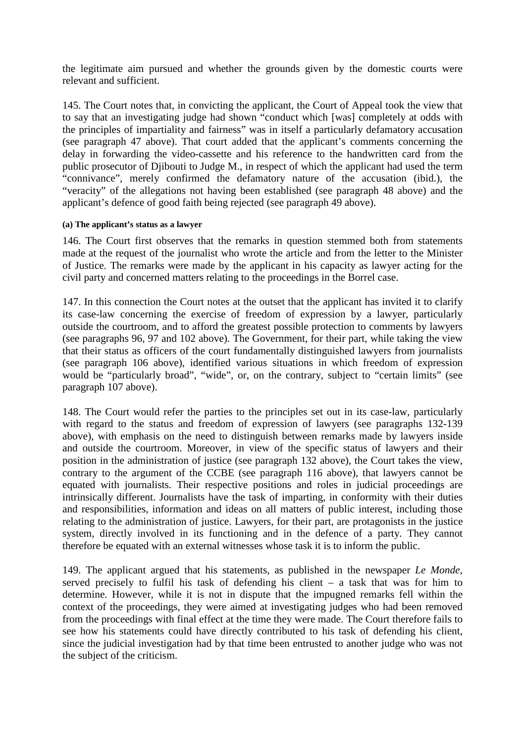the legitimate aim pursued and whether the grounds given by the domestic courts were relevant and sufficient.

145. The Court notes that, in convicting the applicant, the Court of Appeal took the view that to say that an investigating judge had shown "conduct which [was] completely at odds with the principles of impartiality and fairness" was in itself a particularly defamatory accusation (see paragraph 47 above). That court added that the applicant's comments concerning the delay in forwarding the video-cassette and his reference to the handwritten card from the public prosecutor of Djibouti to Judge M., in respect of which the applicant had used the term "connivance", merely confirmed the defamatory nature of the accusation (ibid.), the "veracity" of the allegations not having been established (see paragraph 48 above) and the applicant's defence of good faith being rejected (see paragraph 49 above).

#### (a) The applicant's status as a lawyer

146. The Court first observes that the remarks in question stemmed both from statements made at the request of the journalist who wrote the article and from the letter to the Minister of Justice. The remarks were made by the applicant in his capacity as lawyer acting for the civil party and concerned matters relating to the proceedings in the Borrel case.

147. In this connection the Court notes at the outset that the applicant has invited it to clarify its case-law concerning the exercise of freedom of expression by a lawyer, particularly outside the courtroom, and to afford the greatest possible protection to comments by lawyers (see paragraphs 96, 97 and 102 above). The Government, for their part, while taking the view that their status as officers of the court fundamentally distinguished lawyers from journalists (see paragraph 106 above), identified various situations in which freedom of expression would be "particularly broad", "wide", or, on the contrary, subject to "certain limits" (see paragraph 107 above).

148. The Court would refer the parties to the principles set out in its case-law, particularly with regard to the status and freedom of expression of lawyers (see paragraphs 132-139 above), with emphasis on the need to distinguish between remarks made by lawyers inside and outside the courtroom. Moreover, in view of the specific status of lawyers and their position in the administration of justice (see paragraph 132 above), the Court takes the view, contrary to the argument of the CCBE (see paragraph 116 above), that lawyers cannot be equated with journalists. Their respective positions and roles in judicial proceedings are intrinsically different. Journalists have the task of imparting, in conformity with their duties and responsibilities, information and ideas on all matters of public interest, including those relating to the administration of justice. Lawyers, for their part, are protagonists in the justice system, directly involved in its functioning and in the defence of a party. They cannot therefore be equated with an external witnesses whose task it is to inform the public.

149. The applicant argued that his statements, as published in the newspaper *Le Monde*, served precisely to fulfil his task of defending his client – a task that was for him to determine. However, while it is not in dispute that the impugned remarks fell within the context of the proceedings, they were aimed at investigating judges who had been removed from the proceedings with final effect at the time they were made. The Court therefore fails to see how his statements could have directly contributed to his task of defending his client, since the judicial investigation had by that time been entrusted to another judge who was not the subject of the criticism.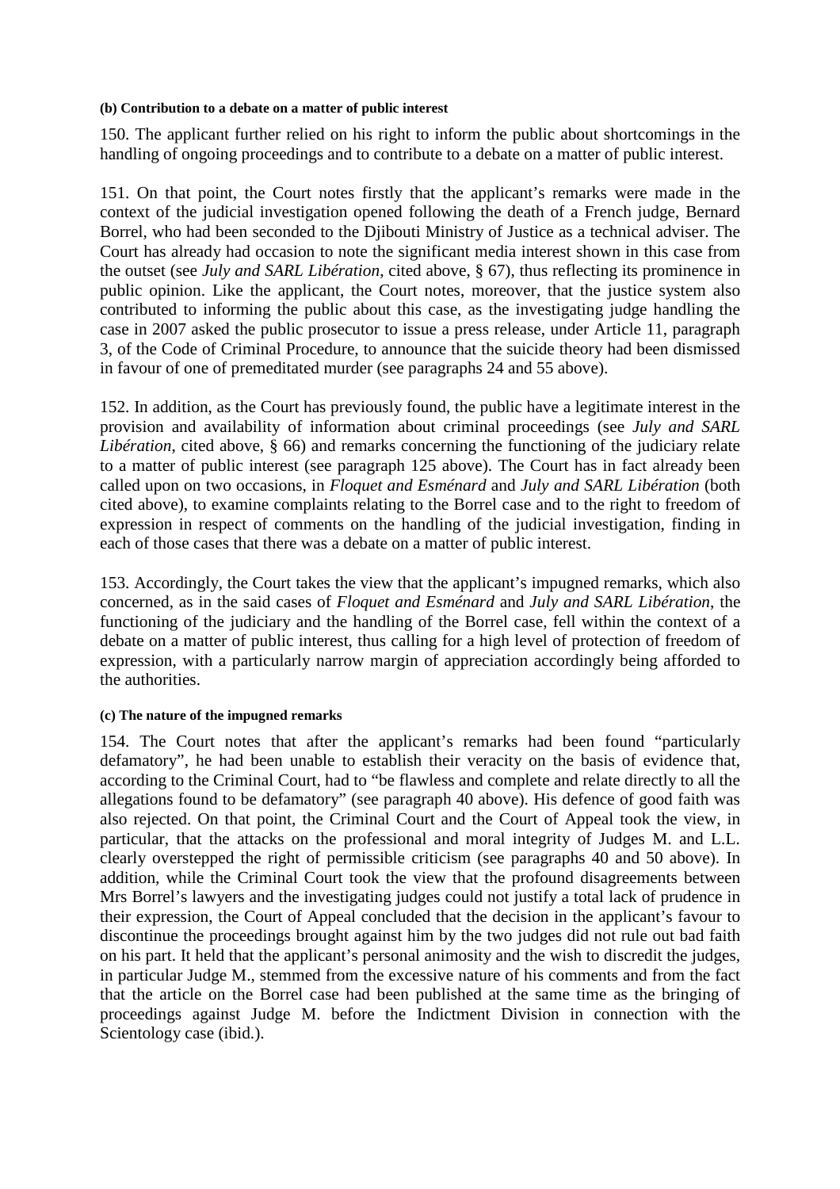#### (b) Contribution to a debate on a matter of public interest

150. The applicant further relied on his right to inform the public about shortcomings in the handling of ongoing proceedings and to contribute to a debate on a matter of public interest.

151. On that point, the Court notes firstly that the applicant's remarks were made in the context of the judicial investigation opened following the death of a French judge, Bernard Borrel, who had been seconded to the Djibouti Ministry of Justice as a technical adviser. The Court has already had occasion to note the significant media interest shown in this case from the outset (see *July and SARL Libération*, cited above, § 67), thus reflecting its prominence in public opinion. Like the applicant, the Court notes, moreover, that the justice system also contributed to informing the public about this case, as the investigating judge handling the case in 2007 asked the public prosecutor to issue a press release, under Article 11, paragraph 3, of the Code of Criminal Procedure, to announce that the suicide theory had been dismissed in favour of one of premeditated murder (see paragraphs 24 and 55 above).

152. In addition, as the Court has previously found, the public have a legitimate interest in the provision and availability of information about criminal proceedings (see *July and SARL Libération*, cited above, § 66) and remarks concerning the functioning of the judiciary relate to a matter of public interest (see paragraph 125 above). The Court has in fact already been called upon on two occasions, in *Floquet and Esménard* and *July and SARL Libération* (both cited above), to examine complaints relating to the Borrel case and to the right to freedom of expression in respect of comments on the handling of the judicial investigation, finding in each of those cases that there was a debate on a matter of public interest.

153. Accordingly, the Court takes the view that the applicant's impugned remarks, which also concerned, as in the said cases of *Floquet and Esménard* and *July and SARL Libération*, the functioning of the judiciary and the handling of the Borrel case, fell within the context of a debate on a matter of public interest, thus calling for a high level of protection of freedom of expression, with a particularly narrow margin of appreciation accordingly being afforded to the authorities.

#### (c) The nature of the impugned remarks

154. The Court notes that after the applicant's remarks had been found "particularly defamatory", he had been unable to establish their veracity on the basis of evidence that, according to the Criminal Court, had to "be flawless and complete and relate directly to all the allegations found to be defamatory" (see paragraph 40 above). His defence of good faith was also rejected. On that point, the Criminal Court and the Court of Appeal took the view, in particular, that the attacks on the professional and moral integrity of Judges M. and L.L. clearly overstepped the right of permissible criticism (see paragraphs 40 and 50 above). In addition, while the Criminal Court took the view that the profound disagreements between Mrs Borrel's lawyers and the investigating judges could not justify a total lack of prudence in their expression, the Court of Appeal concluded that the decision in the applicant's favour to discontinue the proceedings brought against him by the two judges did not rule out bad faith on his part. It held that the applicant's personal animosity and the wish to discredit the judges, in particular Judge M., stemmed from the excessive nature of his comments and from the fact that the article on the Borrel case had been published at the same time as the bringing of proceedings against Judge M. before the Indictment Division in connection with the Scientology case (ibid.).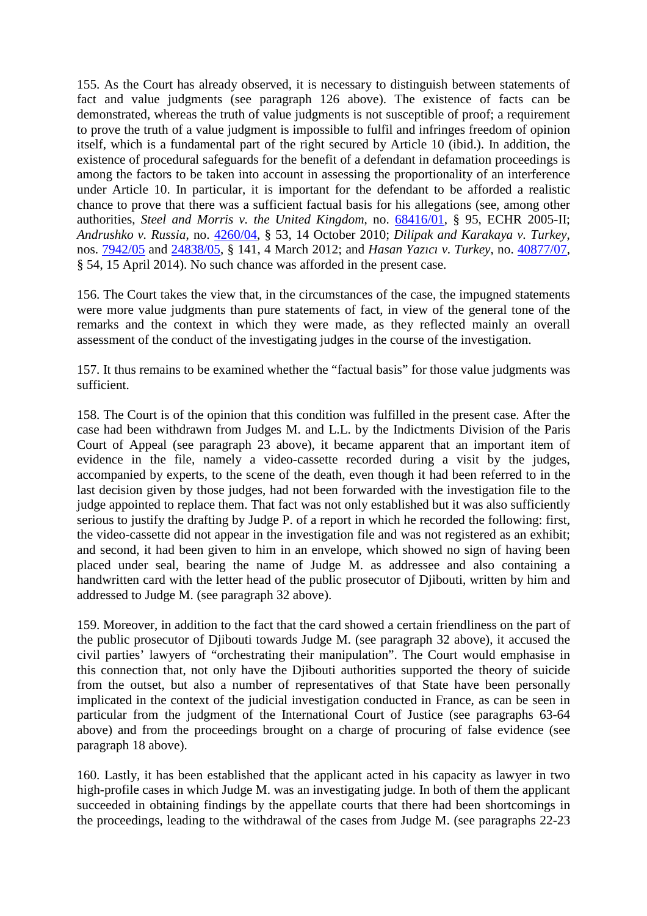155. As the Court has already observed, it is necessary to distinguish between statements of fact and value judgments (see paragraph 126 above). The existence of facts can be demonstrated, whereas the truth of value judgments is not susceptible of proof; a requirement to prove the truth of a value judgment is impossible to fulfil and infringes freedom of opinion itself, which is a fundamental part of the right secured by Article 10 (ibid.). In addition, the existence of procedural safeguards for the benefit of a defendant in defamation proceedings is among the factors to be taken into account in assessing the proportionality of an interference under Article 10. In particular, it is important for the defendant to be afforded a realistic chance to prove that there was a sufficient factual basis for his allegations (see, among other authorities, *Steel and Morris v. the United Kingdom*, no. 68416/01, § 95, ECHR 2005-II; *Andrushko v. Russia*, no. 4260/04, § 53, 14 October 2010; *Dilipak and Karakaya v. Turkey*, nos. 7942/05 and 24838/05, § 141, 4 March 2012; and *Hasan Yazıcı v. Turkey*, no. 40877/07, § 54, 15 April 2014). No such chance was afforded in the present case.

156. The Court takes the view that, in the circumstances of the case, the impugned statements were more value judgments than pure statements of fact, in view of the general tone of the remarks and the context in which they were made, as they reflected mainly an overall assessment of the conduct of the investigating judges in the course of the investigation.

157. It thus remains to be examined whether the "factual basis" for those value judgments was sufficient.

158. The Court is of the opinion that this condition was fulfilled in the present case. After the case had been withdrawn from Judges M. and L.L. by the Indictments Division of the Paris Court of Appeal (see paragraph 23 above), it became apparent that an important item of evidence in the file, namely a video-cassette recorded during a visit by the judges, accompanied by experts, to the scene of the death, even though it had been referred to in the last decision given by those judges, had not been forwarded with the investigation file to the judge appointed to replace them. That fact was not only established but it was also sufficiently serious to justify the drafting by Judge P. of a report in which he recorded the following: first, the video-cassette did not appear in the investigation file and was not registered as an exhibit; and second, it had been given to him in an envelope, which showed no sign of having been placed under seal, bearing the name of Judge M. as addressee and also containing a handwritten card with the letter head of the public prosecutor of Djibouti, written by him and addressed to Judge M. (see paragraph 32 above).

159. Moreover, in addition to the fact that the card showed a certain friendliness on the part of the public prosecutor of Djibouti towards Judge M. (see paragraph 32 above), it accused the civil parties' lawyers of "orchestrating their manipulation". The Court would emphasise in this connection that, not only have the Djibouti authorities supported the theory of suicide from the outset, but also a number of representatives of that State have been personally implicated in the context of the judicial investigation conducted in France, as can be seen in particular from the judgment of the International Court of Justice (see paragraphs 63-64 above) and from the proceedings brought on a charge of procuring of false evidence (see paragraph 18 above).

160. Lastly, it has been established that the applicant acted in his capacity as lawyer in two high-profile cases in which Judge M. was an investigating judge. In both of them the applicant succeeded in obtaining findings by the appellate courts that there had been shortcomings in the proceedings, leading to the withdrawal of the cases from Judge M. (see paragraphs 22-23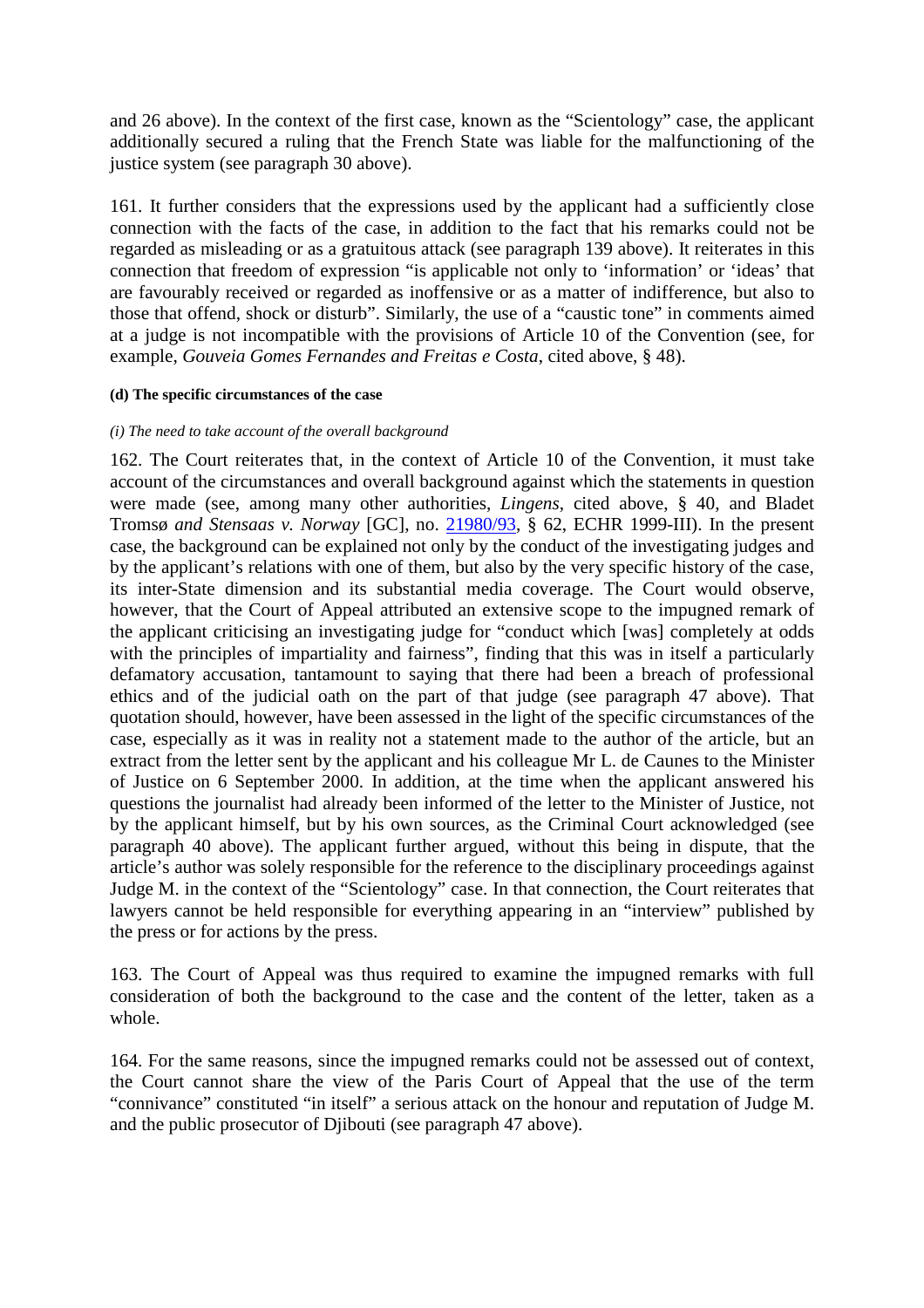and 26 above). In the context of the first case, known as the "Scientology" case, the applicant additionally secured a ruling that the French State was liable for the malfunctioning of the justice system (see paragraph 30 above).

161. It further considers that the expressions used by the applicant had a sufficiently close connection with the facts of the case, in addition to the fact that his remarks could not be regarded as misleading or as a gratuitous attack (see paragraph 139 above). It reiterates in this connection that freedom of expression "is applicable not only to 'information' or 'ideas' that are favourably received or regarded as inoffensive or as a matter of indifference, but also to those that offend, shock or disturb". Similarly, the use of a "caustic tone" in comments aimed at a judge is not incompatible with the provisions of Article 10 of the Convention (see, for example, *Gouveia Gomes Fernandes and Freitas e Costa*, cited above, § 48).

#### (d) The specific circumstances of the case

##### *(i) The need to take account of the overall background*

162. The Court reiterates that, in the context of Article 10 of the Convention, it must take account of the circumstances and overall background against which the statements in question were made (see, among many other authorities, *Lingens*, cited above, § 40, and Bladet Tromsø *and Stensaas v. Norway* [GC], no. 21980/93, § 62, ECHR 1999-III). In the present case, the background can be explained not only by the conduct of the investigating judges and by the applicant's relations with one of them, but also by the very specific history of the case, its inter-State dimension and its substantial media coverage. The Court would observe, however, that the Court of Appeal attributed an extensive scope to the impugned remark of the applicant criticising an investigating judge for "conduct which [was] completely at odds with the principles of impartiality and fairness", finding that this was in itself a particularly defamatory accusation, tantamount to saying that there had been a breach of professional ethics and of the judicial oath on the part of that judge (see paragraph 47 above). That quotation should, however, have been assessed in the light of the specific circumstances of the case, especially as it was in reality not a statement made to the author of the article, but an extract from the letter sent by the applicant and his colleague Mr L. de Caunes to the Minister of Justice on 6 September 2000. In addition, at the time when the applicant answered his questions the journalist had already been informed of the letter to the Minister of Justice, not by the applicant himself, but by his own sources, as the Criminal Court acknowledged (see paragraph 40 above). The applicant further argued, without this being in dispute, that the article's author was solely responsible for the reference to the disciplinary proceedings against Judge M. in the context of the "Scientology" case. In that connection, the Court reiterates that lawyers cannot be held responsible for everything appearing in an "interview" published by the press or for actions by the press.

163. The Court of Appeal was thus required to examine the impugned remarks with full consideration of both the background to the case and the content of the letter, taken as a whole.

164. For the same reasons, since the impugned remarks could not be assessed out of context, the Court cannot share the view of the Paris Court of Appeal that the use of the term "connivance" constituted "in itself" a serious attack on the honour and reputation of Judge M. and the public prosecutor of Djibouti (see paragraph 47 above).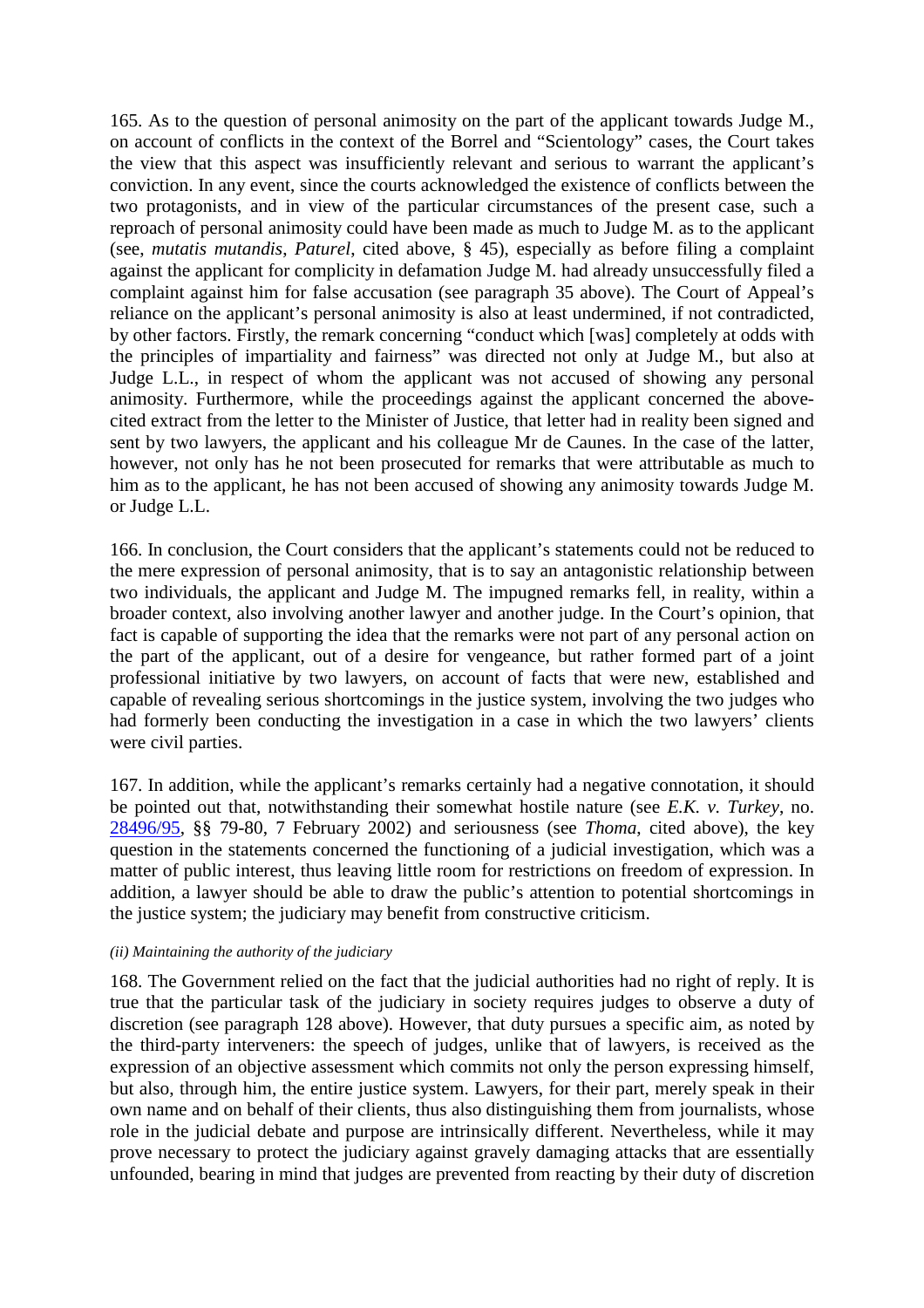165. As to the question of personal animosity on the part of the applicant towards Judge M., on account of conflicts in the context of the Borrel and "Scientology" cases, the Court takes the view that this aspect was insufficiently relevant and serious to warrant the applicant's conviction. In any event, since the courts acknowledged the existence of conflicts between the two protagonists, and in view of the particular circumstances of the present case, such a reproach of personal animosity could have been made as much to Judge M. as to the applicant (see, *mutatis mutandis*, *Paturel*, cited above, § 45), especially as before filing a complaint against the applicant for complicity in defamation Judge M. had already unsuccessfully filed a complaint against him for false accusation (see paragraph 35 above). The Court of Appeal's reliance on the applicant's personal animosity is also at least undermined, if not contradicted, by other factors. Firstly, the remark concerning "conduct which [was] completely at odds with the principles of impartiality and fairness" was directed not only at Judge M., but also at Judge L.L., in respect of whom the applicant was not accused of showing any personal animosity. Furthermore, while the proceedings against the applicant concerned the above-cited extract from the letter to the Minister of Justice, that letter had in reality been signed and sent by two lawyers, the applicant and his colleague Mr de Caunes. In the case of the latter, however, not only has he not been prosecuted for remarks that were attributable as much to him as to the applicant, he has not been accused of showing any animosity towards Judge M. or Judge L.L.

166. In conclusion, the Court considers that the applicant's statements could not be reduced to the mere expression of personal animosity, that is to say an antagonistic relationship between two individuals, the applicant and Judge M. The impugned remarks fell, in reality, within a broader context, also involving another lawyer and another judge. In the Court's opinion, that fact is capable of supporting the idea that the remarks were not part of any personal action on the part of the applicant, out of a desire for vengeance, but rather formed part of a joint professional initiative by two lawyers, on account of facts that were new, established and capable of revealing serious shortcomings in the justice system, involving the two judges who had formerly been conducting the investigation in a case in which the two lawyers' clients were civil parties.

167. In addition, while the applicant's remarks certainly had a negative connotation, it should be pointed out that, notwithstanding their somewhat hostile nature (see *E.K. v. Turkey*, no. 28496/95, §§ 79-80, 7 February 2002) and seriousness (see *Thoma*, cited above), the key question in the statements concerned the functioning of a judicial investigation, which was a matter of public interest, thus leaving little room for restrictions on freedom of expression. In addition, a lawyer should be able to draw the public's attention to potential shortcomings in the justice system; the judiciary may benefit from constructive criticism.

*(ii) Maintaining the authority of the judiciary*

168. The Government relied on the fact that the judicial authorities had no right of reply. It is true that the particular task of the judiciary in society requires judges to observe a duty of discretion (see paragraph 128 above). However, that duty pursues a specific aim, as noted by the third-party interveners: the speech of judges, unlike that of lawyers, is received as the expression of an objective assessment which commits not only the person expressing himself, but also, through him, the entire justice system. Lawyers, for their part, merely speak in their own name and on behalf of their clients, thus also distinguishing them from journalists, whose role in the judicial debate and purpose are intrinsically different. Nevertheless, while it may prove necessary to protect the judiciary against gravely damaging attacks that are essentially unfounded, bearing in mind that judges are prevented from reacting by their duty of discretion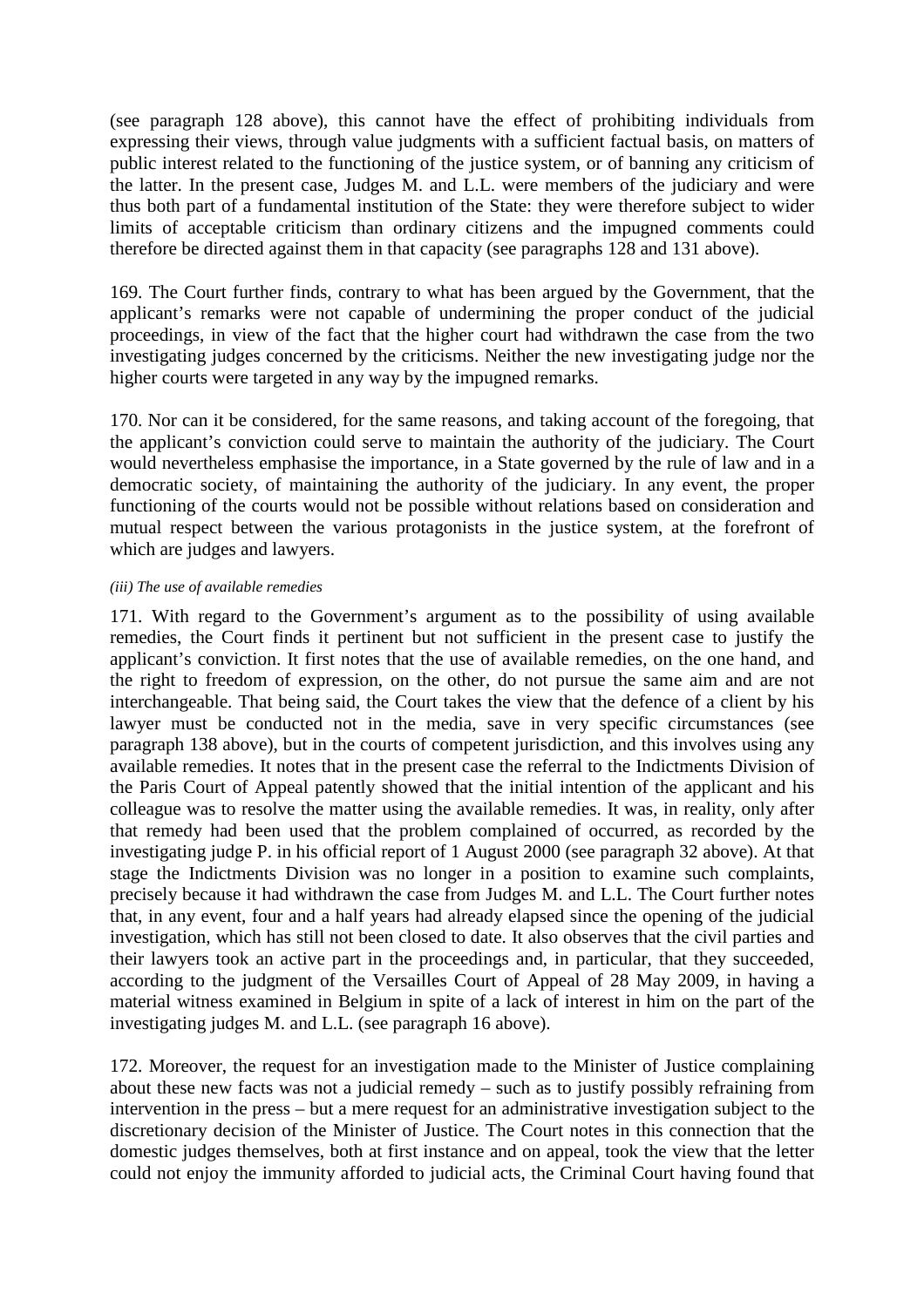(see paragraph 128 above), this cannot have the effect of prohibiting individuals from expressing their views, through value judgments with a sufficient factual basis, on matters of public interest related to the functioning of the justice system, or of banning any criticism of the latter. In the present case, Judges M. and L.L. were members of the judiciary and were thus both part of a fundamental institution of the State: they were therefore subject to wider limits of acceptable criticism than ordinary citizens and the impugned comments could therefore be directed against them in that capacity (see paragraphs 128 and 131 above).

169. The Court further finds, contrary to what has been argued by the Government, that the applicant's remarks were not capable of undermining the proper conduct of the judicial proceedings, in view of the fact that the higher court had withdrawn the case from the two investigating judges concerned by the criticisms. Neither the new investigating judge nor the higher courts were targeted in any way by the impugned remarks.

170. Nor can it be considered, for the same reasons, and taking account of the foregoing, that the applicant's conviction could serve to maintain the authority of the judiciary. The Court would nevertheless emphasise the importance, in a State governed by the rule of law and in a democratic society, of maintaining the authority of the judiciary. In any event, the proper functioning of the courts would not be possible without relations based on consideration and mutual respect between the various protagonists in the justice system, at the forefront of which are judges and lawyers.

*(iii) The use of available remedies*

171. With regard to the Government's argument as to the possibility of using available remedies, the Court finds it pertinent but not sufficient in the present case to justify the applicant's conviction. It first notes that the use of available remedies, on the one hand, and the right to freedom of expression, on the other, do not pursue the same aim and are not interchangeable. That being said, the Court takes the view that the defence of a client by his lawyer must be conducted not in the media, save in very specific circumstances (see paragraph 138 above), but in the courts of competent jurisdiction, and this involves using any available remedies. It notes that in the present case the referral to the Indictments Division of the Paris Court of Appeal patently showed that the initial intention of the applicant and his colleague was to resolve the matter using the available remedies. It was, in reality, only after that remedy had been used that the problem complained of occurred, as recorded by the investigating judge P. in his official report of 1 August 2000 (see paragraph 32 above). At that stage the Indictments Division was no longer in a position to examine such complaints, precisely because it had withdrawn the case from Judges M. and L.L. The Court further notes that, in any event, four and a half years had already elapsed since the opening of the judicial investigation, which has still not been closed to date. It also observes that the civil parties and their lawyers took an active part in the proceedings and, in particular, that they succeeded, according to the judgment of the Versailles Court of Appeal of 28 May 2009, in having a material witness examined in Belgium in spite of a lack of interest in him on the part of the investigating judges M. and L.L. (see paragraph 16 above).

172. Moreover, the request for an investigation made to the Minister of Justice complaining about these new facts was not a judicial remedy – such as to justify possibly refraining from intervention in the press – but a mere request for an administrative investigation subject to the discretionary decision of the Minister of Justice. The Court notes in this connection that the domestic judges themselves, both at first instance and on appeal, took the view that the letter could not enjoy the immunity afforded to judicial acts, the Criminal Court having found that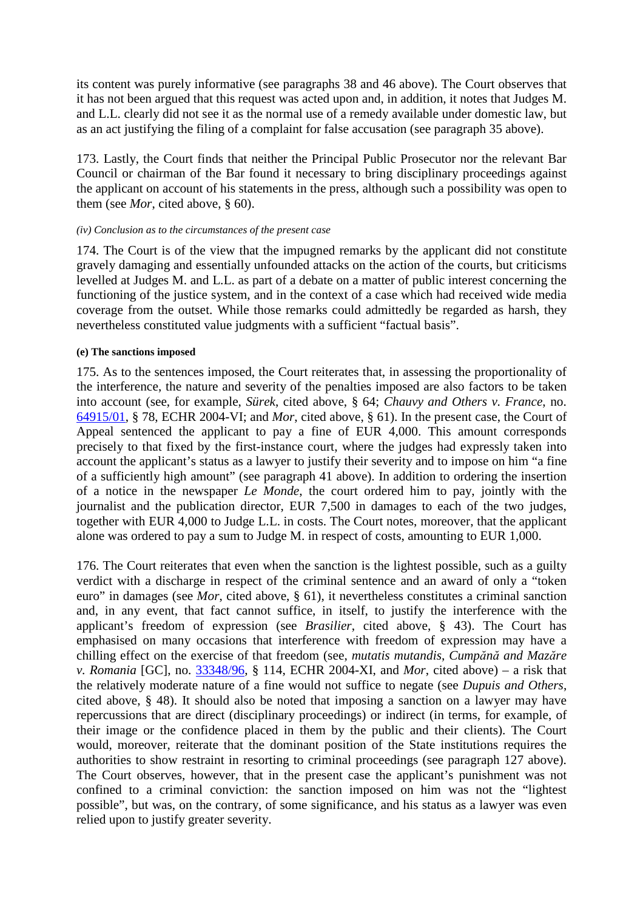its content was purely informative (see paragraphs 38 and 46 above). The Court observes that it has not been argued that this request was acted upon and, in addition, it notes that Judges M. and L.L. clearly did not see it as the normal use of a remedy available under domestic law, but as an act justifying the filing of a complaint for false accusation (see paragraph 35 above).

173. Lastly, the Court finds that neither the Principal Public Prosecutor nor the relevant Bar Council or chairman of the Bar found it necessary to bring disciplinary proceedings against the applicant on account of his statements in the press, although such a possibility was open to them (see *Mor*, cited above, § 60).

*(iv) Conclusion as to the circumstances of the present case*

174. The Court is of the view that the impugned remarks by the applicant did not constitute gravely damaging and essentially unfounded attacks on the action of the courts, but criticisms levelled at Judges M. and L.L. as part of a debate on a matter of public interest concerning the functioning of the justice system, and in the context of a case which had received wide media coverage from the outset. While those remarks could admittedly be regarded as harsh, they nevertheless constituted value judgments with a sufficient "factual basis".

**(e) The sanctions imposed**

175. As to the sentences imposed, the Court reiterates that, in assessing the proportionality of the interference, the nature and severity of the penalties imposed are also factors to be taken into account (see, for example, *Sürek*, cited above, § 64; *Chauvy and Others v. France*, no. 64915/01, § 78, ECHR 2004-VI; and *Mor*, cited above, § 61). In the present case, the Court of Appeal sentenced the applicant to pay a fine of EUR 4,000. This amount corresponds precisely to that fixed by the first-instance court, where the judges had expressly taken into account the applicant's status as a lawyer to justify their severity and to impose on him "a fine of a sufficiently high amount" (see paragraph 41 above). In addition to ordering the insertion of a notice in the newspaper *Le Monde*, the court ordered him to pay, jointly with the journalist and the publication director, EUR 7,500 in damages to each of the two judges, together with EUR 4,000 to Judge L.L. in costs. The Court notes, moreover, that the applicant alone was ordered to pay a sum to Judge M. in respect of costs, amounting to EUR 1,000.

176. The Court reiterates that even when the sanction is the lightest possible, such as a guilty verdict with a discharge in respect of the criminal sentence and an award of only a "token euro" in damages (see *Mor*, cited above, § 61), it nevertheless constitutes a criminal sanction and, in any event, that fact cannot suffice, in itself, to justify the interference with the applicant's freedom of expression (see *Brasilier*, cited above, § 43). The Court has emphasised on many occasions that interference with freedom of expression may have a chilling effect on the exercise of that freedom (see, *mutatis mutandis*, *Cumpǎnǎ and Mazǎre v. Romania* [GC], no. 33348/96, § 114, ECHR 2004-XI, and *Mor*, cited above) – a risk that the relatively moderate nature of a fine would not suffice to negate (see *Dupuis and Others*, cited above, § 48). It should also be noted that imposing a sanction on a lawyer may have repercussions that are direct (disciplinary proceedings) or indirect (in terms, for example, of their image or the confidence placed in them by the public and their clients). The Court would, moreover, reiterate that the dominant position of the State institutions requires the authorities to show restraint in resorting to criminal proceedings (see paragraph 127 above). The Court observes, however, that in the present case the applicant's punishment was not confined to a criminal conviction: the sanction imposed on him was not the "lightest possible", but was, on the contrary, of some significance, and his status as a lawyer was even relied upon to justify greater severity.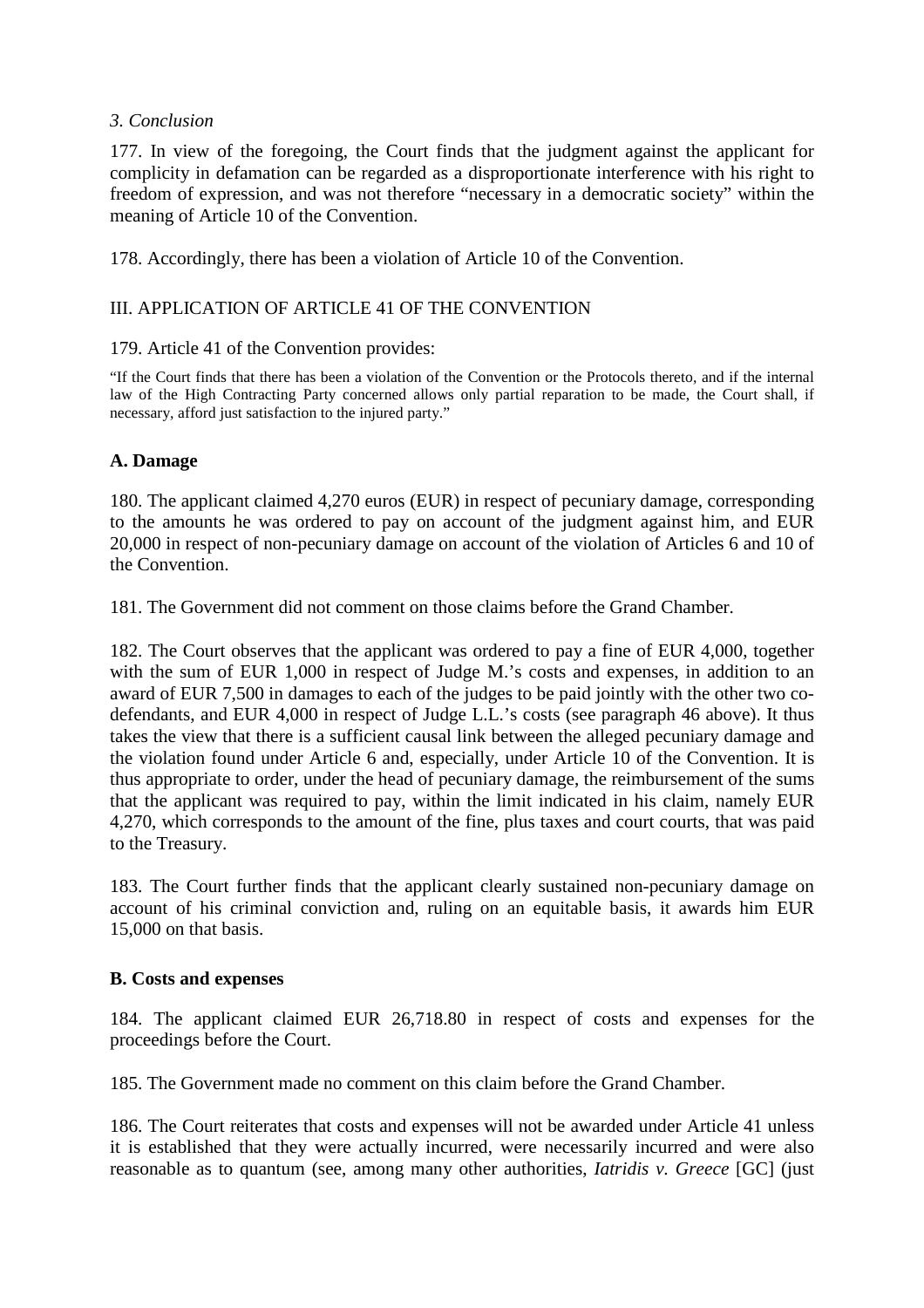*3. Conclusion*

177. In view of the foregoing, the Court finds that the judgment against the applicant for complicity in defamation can be regarded as a disproportionate interference with his right to freedom of expression, and was not therefore "necessary in a democratic society" within the meaning of Article 10 of the Convention.

178. Accordingly, there has been a violation of Article 10 of the Convention.

III. APPLICATION OF ARTICLE 41 OF THE CONVENTION

179. Article 41 of the Convention provides:

"If the Court finds that there has been a violation of the Convention or the Protocols thereto, and if the internal law of the High Contracting Party concerned allows only partial reparation to be made, the Court shall, if necessary, afford just satisfaction to the injured party."

**A. Damage**

180. The applicant claimed 4,270 euros (EUR) in respect of pecuniary damage, corresponding to the amounts he was ordered to pay on account of the judgment against him, and EUR 20,000 in respect of non-pecuniary damage on account of the violation of Articles 6 and 10 of the Convention.

181. The Government did not comment on those claims before the Grand Chamber.

182. The Court observes that the applicant was ordered to pay a fine of EUR 4,000, together with the sum of EUR 1,000 in respect of Judge M.'s costs and expenses, in addition to an award of EUR 7,500 in damages to each of the judges to be paid jointly with the other two co-defendants, and EUR 4,000 in respect of Judge L.L.'s costs (see paragraph 46 above). It thus takes the view that there is a sufficient causal link between the alleged pecuniary damage and the violation found under Article 6 and, especially, under Article 10 of the Convention. It is thus appropriate to order, under the head of pecuniary damage, the reimbursement of the sums that the applicant was required to pay, within the limit indicated in his claim, namely EUR 4,270, which corresponds to the amount of the fine, plus taxes and court courts, that was paid to the Treasury.

183. The Court further finds that the applicant clearly sustained non-pecuniary damage on account of his criminal conviction and, ruling on an equitable basis, it awards him EUR 15,000 on that basis.

**B. Costs and expenses**

184. The applicant claimed EUR 26,718.80 in respect of costs and expenses for the proceedings before the Court.

185. The Government made no comment on this claim before the Grand Chamber.

186. The Court reiterates that costs and expenses will not be awarded under Article 41 unless it is established that they were actually incurred, were necessarily incurred and were also reasonable as to quantum (see, among many other authorities, *Iatridis v. Greece* [GC] (just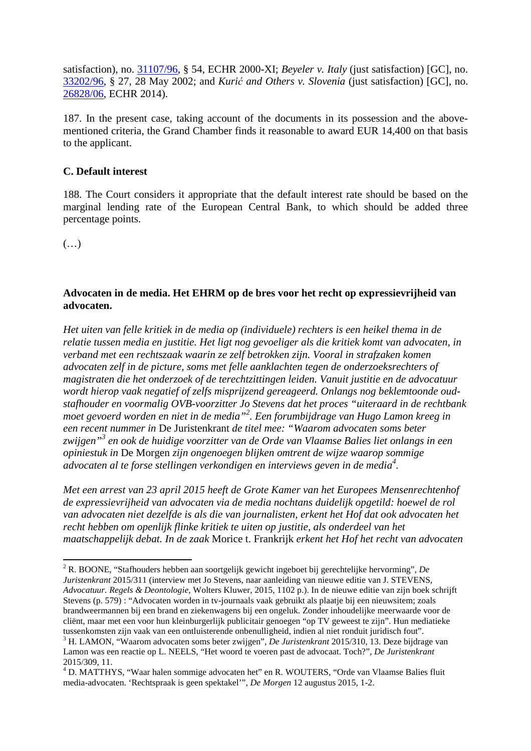satisfaction), no. 31107/96, § 54, ECHR 2000-XI; *Beyeler v. Italy* (just satisfaction) [GC], no. 33202/96, § 27, 28 May 2002; and *Kurić and Others v. Slovenia* (just satisfaction) [GC], no. 26828/06, ECHR 2014).

187. In the present case, taking account of the documents in its possession and the above-mentioned criteria, the Grand Chamber finds it reasonable to award EUR 14,400 on that basis to the applicant.

**C. Default interest**

188. The Court considers it appropriate that the default interest rate should be based on the marginal lending rate of the European Central Bank, to which should be added three percentage points.

(…)

**Advocaten in de media. Het EHRM op de bres voor het recht op expressievrijheid van advocaten.**

*Het uiten van felle kritiek in de media op (individuele) rechters is een heikel thema in de relatie tussen media en justitie. Het ligt nog gevoeliger als die kritiek komt van advocaten, in verband met een rechtszaak waarin ze zelf betrokken zijn. Vooral in strafzaken komen advocaten zelf in de picture, soms met felle aanklachten tegen de onderzoeksrechters of magistraten die het onderzoek of de terechtzittingen leiden. Vanuit justitie en de advocatuur wordt hierop vaak negatief of zelfs misprijzend gereageerd. Onlangs nog beklemtoonde oud-stafhouder en voormalig OVB-voorzitter Jo Stevens dat het proces "uiteraard in de rechtbank moet gevoerd worden en niet in de media"*[2]*. Een forumbijdrage van Hugo Lamon kreeg in een recent nummer in* De Juristenkrant *de titel mee: "Waarom advocaten soms beter zwijgen"*[3] *en ook de huidige voorzitter van de Orde van Vlaamse Balies liet onlangs in een opiniestuk in* De Morgen *zijn ongenoegen blijken omtrent de wijze waarop sommige advocaten al te forse stellingen verkondigen en interviews geven in de media*[4]*.*

*Met een arrest van 23 april 2015 heeft de Grote Kamer van het Europees Mensenrechtenhof de expressievrijheid van advocaten via de media nochtans duidelijk opgetild: hoewel de rol van advocaten niet dezelfde is als die van journalisten, erkent het Hof dat ook advocaten het recht hebben om openlijk flinke kritiek te uiten op justitie, als onderdeel van het maatschappelijk debat. In de zaak* Morice t. Frankrijk *erkent het Hof het recht van advocaten*

---

[2] R. BOONE, "Stafhouders hebben aan soortgelijk gewicht ingeboet bij gerechtelijke hervorming", *De Juristenkrant* 2015/311 (interview met Jo Stevens, naar aanleiding van nieuwe editie van J. STEVENS, *Advocatuur. Regels & Deontologie*, Wolters Kluwer, 2015, 1102 p.). In de nieuwe editie van zijn boek schrijft Stevens (p. 579) : "Advocaten worden in tv-journaals vaak gebruikt als plaatje bij een nieuwsitem; zoals brandweermannen bij een brand en ziekenwagens bij een ongeluk. Zonder inhoudelijke meerwaarde voor de cliënt, maar met een voor hun kleinburgerlijk publicitair genoegen "op TV geweest te zijn". Hun mediatieke tussenkomsten zijn vaak van een ontluisterende onbenulligheid, indien al niet ronduit juridisch fout".

[3] H. LAMON, "Waarom advocaten soms beter zwijgen", *De Juristenkrant* 2015/310, 13. Deze bijdrage van Lamon was een reactie op L. NEELS, "Het woord te voeren past de advocaat. Toch?", *De Juristenkrant* 2015/309, 11.

[4] D. MATTHYS, "Waar halen sommige advocaten het" en R. WOUTERS, "Orde van Vlaamse Balies fluit media-advocaten. 'Rechtspraak is geen spektakel'", *De Morgen* 12 augustus 2015, 1-2.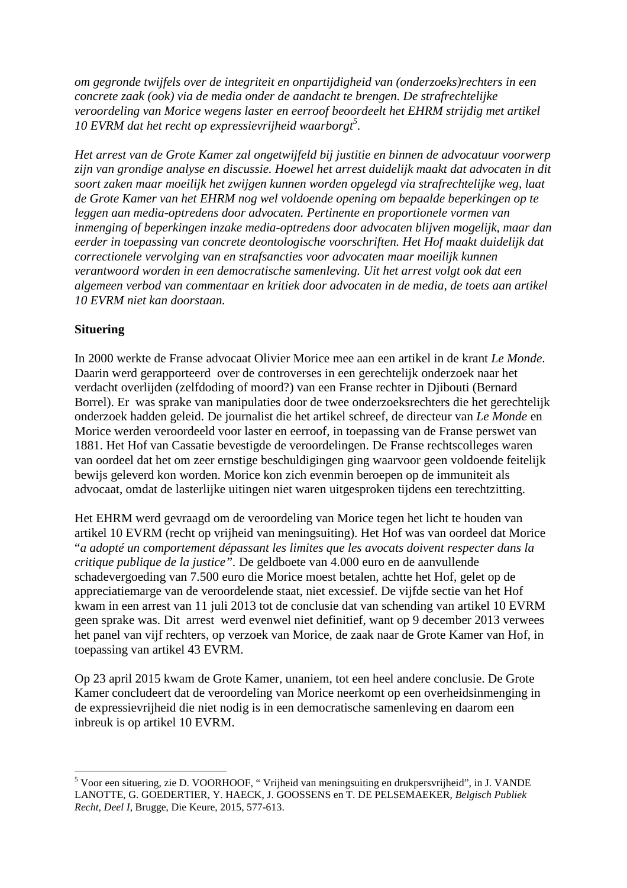*om gegronde twijfels over de integriteit en onpartijdigheid van (onderzoeks)rechters in een concrete zaak (ook) via de media onder de aandacht te brengen. De strafrechtelijke veroordeling van Morice wegens laster en eerroof beoordeelt het EHRM strijdig met artikel 10 EVRM dat het recht op expressievrijheid waarborgt*[5].

*Het arrest van de Grote Kamer zal ongetwijfeld bij justitie en binnen de advocatuur voorwerp zijn van grondige analyse en discussie. Hoewel het arrest duidelijk maakt dat advocaten in dit soort zaken maar moeilijk het zwijgen kunnen worden opgelegd via strafrechtelijke weg, laat de Grote Kamer van het EHRM nog wel voldoende opening om bepaalde beperkingen op te leggen aan media-optredens door advocaten. Pertinente en proportionele vormen van inmenging of beperkingen inzake media-optredens door advocaten blijven mogelijk, maar dan eerder in toepassing van concrete deontologische voorschriften. Het Hof maakt duidelijk dat correctionele vervolging van en strafsancties voor advocaten maar moeilijk kunnen verantwoord worden in een democratische samenleving. Uit het arrest volgt ook dat een algemeen verbod van commentaar en kritiek door advocaten in de media, de toets aan artikel 10 EVRM niet kan doorstaan.*

**Situering**

In 2000 werkte de Franse advocaat Olivier Morice mee aan een artikel in de krant *Le Monde*. Daarin werd gerapporteerd over de controverses in een gerechtelijk onderzoek naar het verdacht overlijden (zelfdoding of moord?) van een Franse rechter in Djibouti (Bernard Borrel). Er was sprake van manipulaties door de twee onderzoeksrechters die het gerechtelijk onderzoek hadden geleid. De journalist die het artikel schreef, de directeur van *Le Monde* en Morice werden veroordeeld voor laster en eerroof, in toepassing van de Franse perswet van 1881. Het Hof van Cassatie bevestigde de veroordelingen. De Franse rechtscolleges waren van oordeel dat het om zeer ernstige beschuldigingen ging waarvoor geen voldoende feitelijk bewijs geleverd kon worden. Morice kon zich evenmin beroepen op de immuniteit als advocaat, omdat de lasterlijke uitingen niet waren uitgesproken tijdens een terechtzitting.

Het EHRM werd gevraagd om de veroordeling van Morice tegen het licht te houden van artikel 10 EVRM (recht op vrijheid van meningsuiting). Het Hof was van oordeel dat Morice "*a adopté un comportement dépassant les limites que les avocats doivent respecter dans la critique publique de la justice"*. De geldboete van 4.000 euro en de aanvullende schadevergoeding van 7.500 euro die Morice moest betalen, achtte het Hof, gelet op de appreciatiemarge van de veroordelende staat, niet excessief. De vijfde sectie van het Hof kwam in een arrest van 11 juli 2013 tot de conclusie dat van schending van artikel 10 EVRM geen sprake was. Dit arrest werd evenwel niet definitief, want op 9 december 2013 verwees het panel van vijf rechters, op verzoek van Morice, de zaak naar de Grote Kamer van Hof, in toepassing van artikel 43 EVRM.

Op 23 april 2015 kwam de Grote Kamer, unaniem, tot een heel andere conclusie. De Grote Kamer concludeert dat de veroordeling van Morice neerkomt op een overheidsinmenging in de expressievrijheid die niet nodig is in een democratische samenleving en daarom een inbreuk is op artikel 10 EVRM.

---

[5] Voor een situering, zie D. VOORHOOF, " Vrijheid van meningsuiting en drukpersvrijheid", in J. VANDE LANOTTE, G. GOEDERTIER, Y. HAECK, J. GOOSSENS en T. DE PELSEMAEKER, *Belgisch Publiek Recht, Deel I*, Brugge, Die Keure, 2015, 577-613.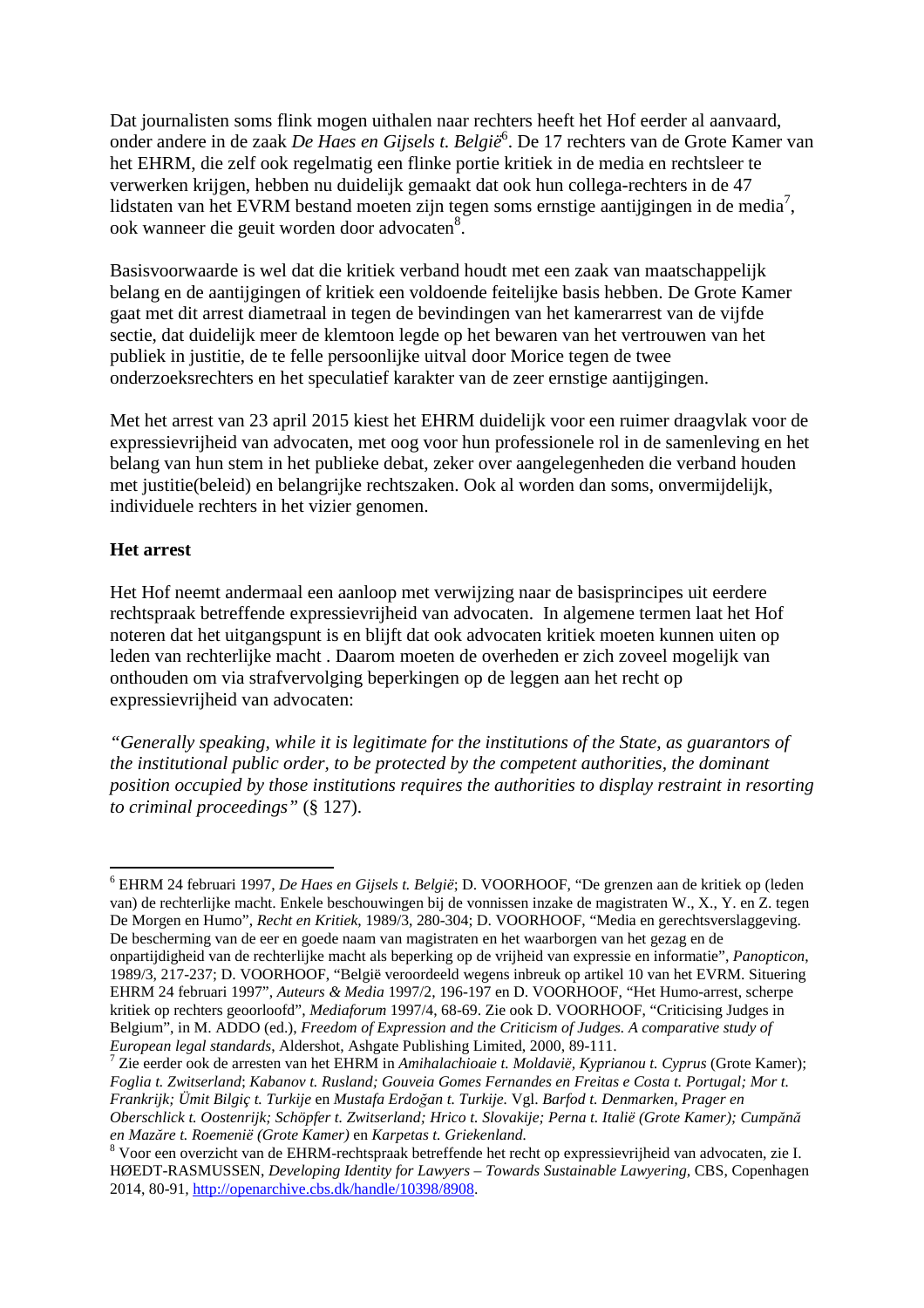Dat journalisten soms flink mogen uithalen naar rechters heeft het Hof eerder al aanvaard, onder andere in de zaak *De Haes en Gijsels t. België*[6]. De 17 rechters van de Grote Kamer van het EHRM, die zelf ook regelmatig een flinke portie kritiek in de media en rechtsleer te verwerken krijgen, hebben nu duidelijk gemaakt dat ook hun collega-rechters in de 47 lidstaten van het EVRM bestand moeten zijn tegen soms ernstige aantijgingen in de media[7], ook wanneer die geuit worden door advocaten[8].

Basisvoorwaarde is wel dat die kritiek verband houdt met een zaak van maatschappelijk belang en de aantijgingen of kritiek een voldoende feitelijke basis hebben. De Grote Kamer gaat met dit arrest diametraal in tegen de bevindingen van het kamerarrest van de vijfde sectie, dat duidelijk meer de klemtoon legde op het bewaren van het vertrouwen van het publiek in justitie, de te felle persoonlijke uitval door Morice tegen de twee onderzoeksrechters en het speculatief karakter van de zeer ernstige aantijgingen.

Met het arrest van 23 april 2015 kiest het EHRM duidelijk voor een ruimer draagvlak voor de expressievrijheid van advocaten, met oog voor hun professionele rol in de samenleving en het belang van hun stem in het publieke debat, zeker over aangelegenheden die verband houden met justitie(beleid) en belangrijke rechtszaken. Ook al worden dan soms, onvermijdelijk, individuele rechters in het vizier genomen.

**Het arrest**

Het Hof neemt andermaal een aanloop met verwijzing naar de basisprincipes uit eerdere rechtspraak betreffende expressievrijheid van advocaten. In algemene termen laat het Hof noteren dat het uitgangspunt is en blijft dat ook advocaten kritiek moeten kunnen uiten op leden van rechterlijke macht . Daarom moeten de overheden er zich zoveel mogelijk van onthouden om via strafvervolging beperkingen op de leggen aan het recht op expressievrijheid van advocaten:

*"Generally speaking, while it is legitimate for the institutions of the State, as guarantors of the institutional public order, to be protected by the competent authorities, the dominant position occupied by those institutions requires the authorities to display restraint in resorting to criminal proceedings"* (§ 127).

---

[6] EHRM 24 februari 1997, *De Haes en Gijsels t. België*; D. VOORHOOF, "De grenzen aan de kritiek op (leden van) de rechterlijke macht. Enkele beschouwingen bij de vonnissen inzake de magistraten W., X., Y. en Z. tegen De Morgen en Humo", *Recht en Kritiek*, 1989/3, 280-304; D. VOORHOOF, "Media en gerechtsverslaggeving. De bescherming van de eer en goede naam van magistraten en het waarborgen van het gezag en de onpartijdigheid van de rechterlijke macht als beperking op de vrijheid van expressie en informatie", *Panopticon*, 1989/3, 217-237; D. VOORHOOF, "België veroordeeld wegens inbreuk op artikel 10 van het EVRM. Situering EHRM 24 februari 1997", *Auteurs & Media* 1997/2, 196-197 en D. VOORHOOF, "Het Humo-arrest, scherpe kritiek op rechters geoorloofd", *Mediaforum* 1997/4, 68-69. Zie ook D. VOORHOOF, "Criticising Judges in Belgium", in M. ADDO (ed.), *Freedom of Expression and the Criticism of Judges. A comparative study of European legal standards*, Aldershot, Ashgate Publishing Limited, 2000, 89-111.

[7] Zie eerder ook de arresten van het EHRM in *Amihalachioaie t. Moldavië, Kyprianou t. Cyprus* (Grote Kamer); *Foglia t. Zwitserland*; *Kabanov t. Rusland; Gouveia Gomes Fernandes en Freitas e Costa t. Portugal; Mor t. Frankrijk; Ümit Bilgiç t. Turkije* en *Mustafa Erdoğan t. Turkije.* Vgl. *Barfod t. Denmarken, Prager en Oberschlick t. Oostenrijk; Schöpfer t. Zwitserland; Hrico t. Slovakije; Perna t. Italië (Grote Kamer); Cumpănă en Mazăre t. Roemenië (Grote Kamer)* en *Karpetas t. Griekenland.*

[8] Voor een overzicht van de EHRM-rechtspraak betreffende het recht op expressievrijheid van advocaten, zie I. HØEDT-RASMUSSEN, *Developing Identity for Lawyers – Towards Sustainable Lawyering*, CBS, Copenhagen 2014, 80-91, http://openarchive.cbs.dk/handle/10398/8908.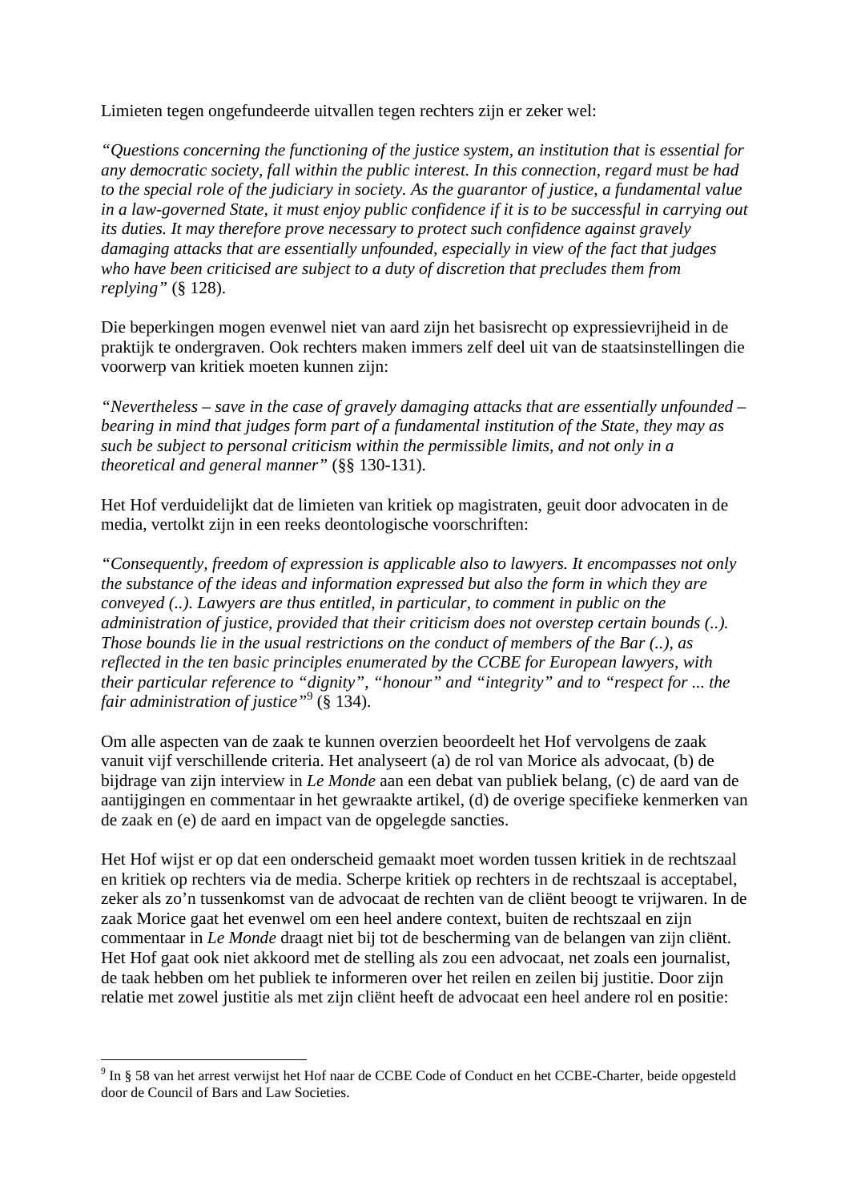Limieten tegen ongefundeerde uitvallen tegen rechters zijn er zeker wel:

*"Questions concerning the functioning of the justice system, an institution that is essential for any democratic society, fall within the public interest. In this connection, regard must be had to the special role of the judiciary in society. As the guarantor of justice, a fundamental value in a law-governed State, it must enjoy public confidence if it is to be successful in carrying out its duties. It may therefore prove necessary to protect such confidence against gravely damaging attacks that are essentially unfounded, especially in view of the fact that judges who have been criticised are subject to a duty of discretion that precludes them from replying"* (§ 128).

Die beperkingen mogen evenwel niet van aard zijn het basisrecht op expressievrijheid in de praktijk te ondergraven. Ook rechters maken immers zelf deel uit van de staatsinstellingen die voorwerp van kritiek moeten kunnen zijn:

*"Nevertheless – save in the case of gravely damaging attacks that are essentially unfounded – bearing in mind that judges form part of a fundamental institution of the State, they may as such be subject to personal criticism within the permissible limits, and not only in a theoretical and general manner"* (§§ 130-131).

Het Hof verduidelijkt dat de limieten van kritiek op magistraten, geuit door advocaten in de media, vertolkt zijn in een reeks deontologische voorschriften:

*"Consequently, freedom of expression is applicable also to lawyers. It encompasses not only the substance of the ideas and information expressed but also the form in which they are conveyed (..). Lawyers are thus entitled, in particular, to comment in public on the administration of justice, provided that their criticism does not overstep certain bounds (..). Those bounds lie in the usual restrictions on the conduct of members of the Bar (..), as reflected in the ten basic principles enumerated by the CCBE for European lawyers, with their particular reference to "dignity", "honour" and "integrity" and to "respect for ... the fair administration of justice"*[9] (§ 134).

Om alle aspecten van de zaak te kunnen overzien beoordeelt het Hof vervolgens de zaak vanuit vijf verschillende criteria. Het analyseert (a) de rol van Morice als advocaat, (b) de bijdrage van zijn interview in *Le Monde* aan een debat van publiek belang, (c) de aard van de aantijgingen en commentaar in het gewraakte artikel, (d) de overige specifieke kenmerken van de zaak en (e) de aard en impact van de opgelegde sancties.

Het Hof wijst er op dat een onderscheid gemaakt moet worden tussen kritiek in de rechtszaal en kritiek op rechters via de media. Scherpe kritiek op rechters in de rechtszaal is acceptabel, zeker als zo'n tussenkomst van de advocaat de rechten van de cliënt beoogt te vrijwaren. In de zaak Morice gaat het evenwel om een heel andere context, buiten de rechtszaal en zijn commentaar in *Le Monde* draagt niet bij tot de bescherming van de belangen van zijn cliënt. Het Hof gaat ook niet akkoord met de stelling als zou een advocaat, net zoals een journalist, de taak hebben om het publiek te informeren over het reilen en zeilen bij justitie. Door zijn relatie met zowel justitie als met zijn cliënt heeft de advocaat een heel andere rol en positie:

---

[9] In § 58 van het arrest verwijst het Hof naar de CCBE Code of Conduct en het CCBE-Charter, beide opgesteld door de Council of Bars and Law Societies.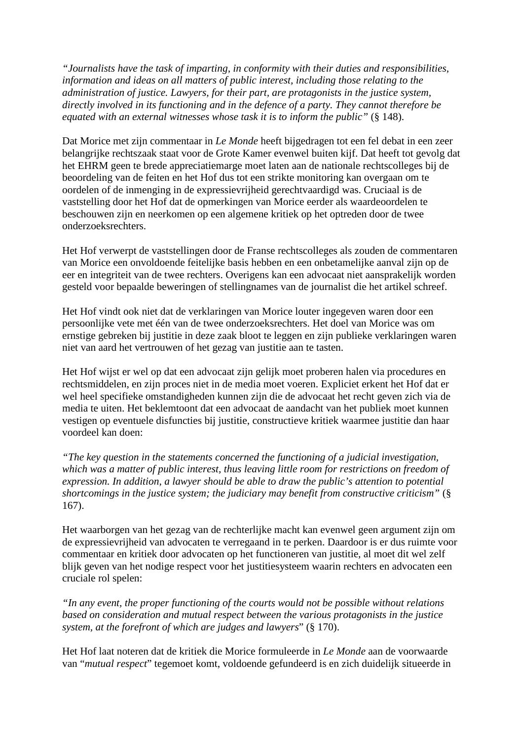*“Journalists have the task of imparting, in conformity with their duties and responsibilities, information and ideas on all matters of public interest, including those relating to the administration of justice. Lawyers, for their part, are protagonists in the justice system, directly involved in its functioning and in the defence of a party. They cannot therefore be equated with an external witnesses whose task it is to inform the public”* (§ 148).

Dat Morice met zijn commentaar in *Le Monde* heeft bijgedragen tot een fel debat in een zeer belangrijke rechtszaak staat voor de Grote Kamer evenwel buiten kijf. Dat heeft tot gevolg dat het EHRM geen te brede appreciatiemarge moet laten aan de nationale rechtscolleges bij de beoordeling van de feiten en het Hof dus tot een strikte monitoring kan overgaan om te oordelen of de inmenging in de expressievrijheid gerechtvaardigd was. Cruciaal is de vaststelling door het Hof dat de opmerkingen van Morice eerder als waardeoordelen te beschouwen zijn en neerkomen op een algemene kritiek op het optreden door de twee onderzoeksrechters.

Het Hof verwerpt de vaststellingen door de Franse rechtscolleges als zouden de commentaren van Morice een onvoldoende feitelijke basis hebben en een onbetamelijke aanval zijn op de eer en integriteit van de twee rechters. Overigens kan een advocaat niet aansprakelijk worden gesteld voor bepaalde beweringen of stellingnames van de journalist die het artikel schreef.

Het Hof vindt ook niet dat de verklaringen van Morice louter ingegeven waren door een persoonlijke vete met één van de twee onderzoeksrechters. Het doel van Morice was om ernstige gebreken bij justitie in deze zaak bloot te leggen en zijn publieke verklaringen waren niet van aard het vertrouwen of het gezag van justitie aan te tasten.

Het Hof wijst er wel op dat een advocaat zijn gelijk moet proberen halen via procedures en rechtsmiddelen, en zijn proces niet in de media moet voeren. Expliciet erkent het Hof dat er wel heel specifieke omstandigheden kunnen zijn die de advocaat het recht geven zich via de media te uiten. Het beklemtoont dat een advocaat de aandacht van het publiek moet kunnen vestigen op eventuele disfuncties bij justitie, constructieve kritiek waarmee justitie dan haar voordeel kan doen:

*“The key question in the statements concerned the functioning of a judicial investigation, which was a matter of public interest, thus leaving little room for restrictions on freedom of expression. In addition, a lawyer should be able to draw the public’s attention to potential shortcomings in the justice system; the judiciary may benefit from constructive criticism”* (§ 167).

Het waarborgen van het gezag van de rechterlijke macht kan evenwel geen argument zijn om de expressievrijheid van advocaten te verregaand in te perken. Daardoor is er dus ruimte voor commentaar en kritiek door advocaten op het functioneren van justitie, al moet dit wel zelf blijk geven van het nodige respect voor het justitiesysteem waarin rechters en advocaten een cruciale rol spelen:

*“In any event, the proper functioning of the courts would not be possible without relations based on consideration and mutual respect between the various protagonists in the justice system, at the forefront of which are judges and lawyers*” (§ 170).

Het Hof laat noteren dat de kritiek die Morice formuleerde in *Le Monde* aan de voorwaarde van “*mutual respect*” tegemoet komt, voldoende gefundeerd is en zich duidelijk situeerde in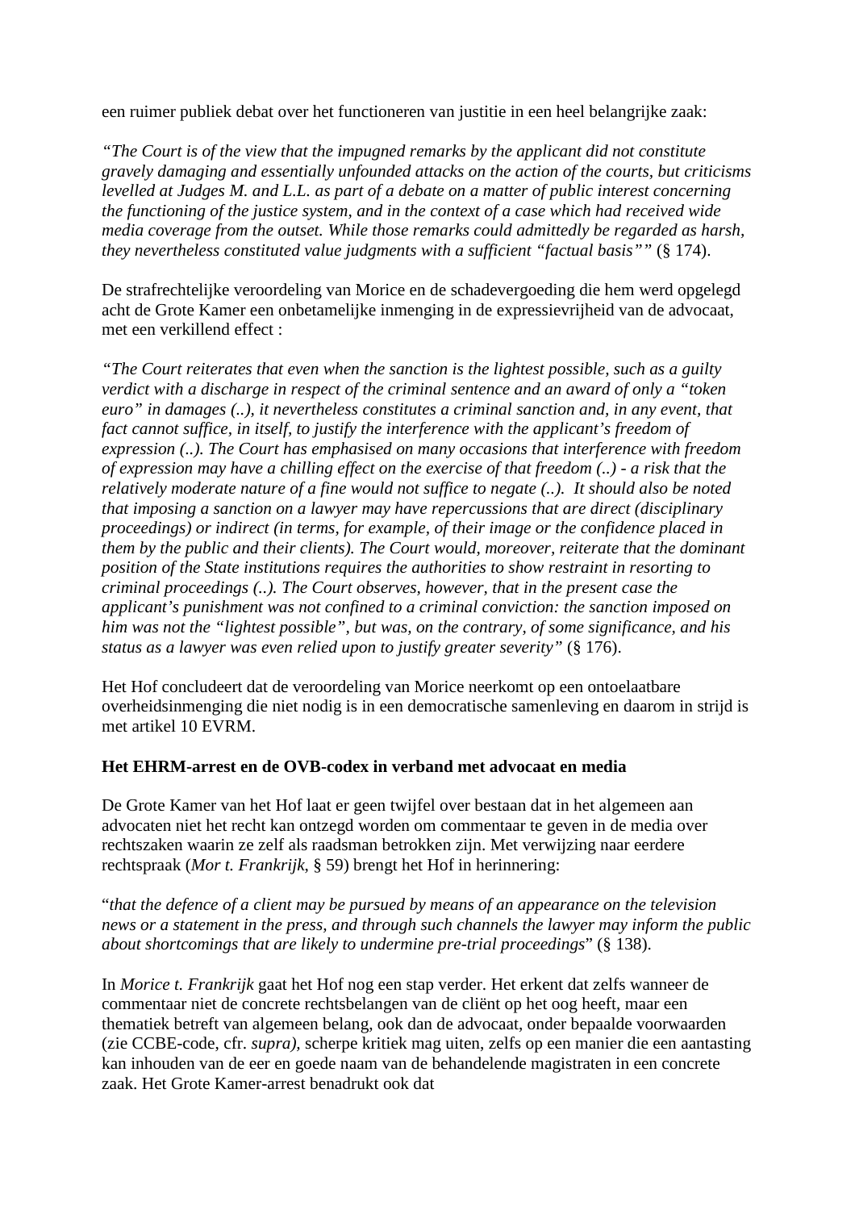een ruimer publiek debat over het functioneren van justitie in een heel belangrijke zaak:

*"The Court is of the view that the impugned remarks by the applicant did not constitute gravely damaging and essentially unfounded attacks on the action of the courts, but criticisms levelled at Judges M. and L.L. as part of a debate on a matter of public interest concerning the functioning of the justice system, and in the context of a case which had received wide media coverage from the outset. While those remarks could admittedly be regarded as harsh, they nevertheless constituted value judgments with a sufficient "factual basis""* (§ 174).

De strafrechtelijke veroordeling van Morice en de schadevergoeding die hem werd opgelegd acht de Grote Kamer een onbetamelijke inmenging in de expressievrijheid van de advocaat, met een verkillend effect :

*"The Court reiterates that even when the sanction is the lightest possible, such as a guilty verdict with a discharge in respect of the criminal sentence and an award of only a "token euro" in damages (..), it nevertheless constitutes a criminal sanction and, in any event, that fact cannot suffice, in itself, to justify the interference with the applicant's freedom of expression (..). The Court has emphasised on many occasions that interference with freedom of expression may have a chilling effect on the exercise of that freedom (..) - a risk that the relatively moderate nature of a fine would not suffice to negate (..). It should also be noted that imposing a sanction on a lawyer may have repercussions that are direct (disciplinary proceedings) or indirect (in terms, for example, of their image or the confidence placed in them by the public and their clients). The Court would, moreover, reiterate that the dominant position of the State institutions requires the authorities to show restraint in resorting to criminal proceedings (..). The Court observes, however, that in the present case the applicant's punishment was not confined to a criminal conviction: the sanction imposed on him was not the "lightest possible", but was, on the contrary, of some significance, and his status as a lawyer was even relied upon to justify greater severity"* (§ 176).

Het Hof concludeert dat de veroordeling van Morice neerkomt op een ontoelaatbare overheidsinmenging die niet nodig is in een democratische samenleving en daarom in strijd is met artikel 10 EVRM.

**Het EHRM-arrest en de OVB-codex in verband met advocaat en media**

De Grote Kamer van het Hof laat er geen twijfel over bestaan dat in het algemeen aan advocaten niet het recht kan ontzegd worden om commentaar te geven in de media over rechtszaken waarin ze zelf als raadsman betrokken zijn. Met verwijzing naar eerdere rechtspraak (*Mor t. Frankrijk*, § 59) brengt het Hof in herinnering:

"*that the defence of a client may be pursued by means of an appearance on the television news or a statement in the press, and through such channels the lawyer may inform the public about shortcomings that are likely to undermine pre-trial proceedings*" (§ 138).

In *Morice t. Frankrijk* gaat het Hof nog een stap verder. Het erkent dat zelfs wanneer de commentaar niet de concrete rechtsbelangen van de cliënt op het oog heeft, maar een thematiek betreft van algemeen belang, ook dan de advocaat, onder bepaalde voorwaarden (zie CCBE-code, cfr. *supra),* scherpe kritiek mag uiten, zelfs op een manier die een aantasting kan inhouden van de eer en goede naam van de behandelende magistraten in een concrete zaak. Het Grote Kamer-arrest benadrukt ook dat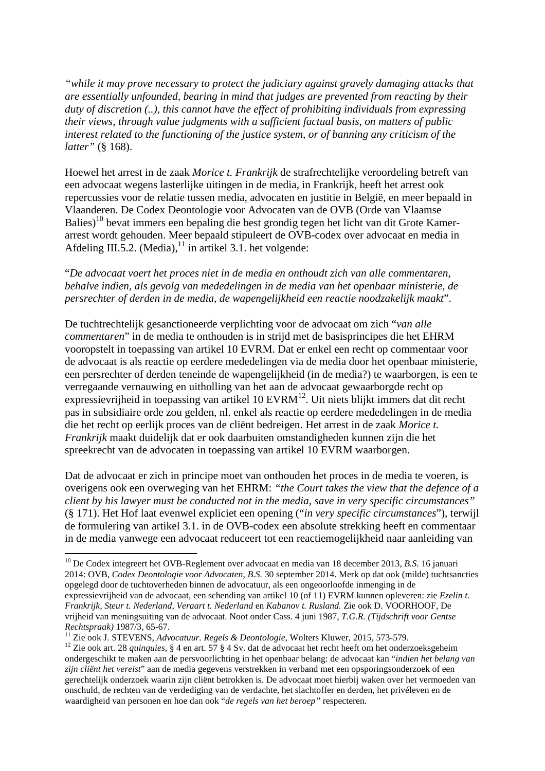*"while it may prove necessary to protect the judiciary against gravely damaging attacks that are essentially unfounded, bearing in mind that judges are prevented from reacting by their duty of discretion (..), this cannot have the effect of prohibiting individuals from expressing their views, through value judgments with a sufficient factual basis, on matters of public interest related to the functioning of the justice system, or of banning any criticism of the latter"* (§ 168).

Hoewel het arrest in de zaak *Morice t. Frankrijk* de strafrechtelijke veroordeling betreft van een advocaat wegens lasterlijke uitingen in de media, in Frankrijk, heeft het arrest ook repercussies voor de relatie tussen media, advocaten en justitie in België, en meer bepaald in Vlaanderen. De Codex Deontologie voor Advocaten van de OVB (Orde van Vlaamse Balies)[10] bevat immers een bepaling die best grondig tegen het licht van dit Grote Kamer-arrest wordt gehouden. Meer bepaald stipuleert de OVB-codex over advocaat en media in Afdeling III.5.2. (Media),[11] in artikel 3.1. het volgende:

"*De advocaat voert het proces niet in de media en onthoudt zich van alle commentaren, behalve indien, als gevolg van mededelingen in de media van het openbaar ministerie, de persrechter of derden in de media, de wapengelijkheid een reactie noodzakelijk maakt*".

De tuchtrechtelijk gesanctioneerde verplichting voor de advocaat om zich "*van alle commentaren*" in de media te onthouden is in strijd met de basisprincipes die het EHRM vooropstelt in toepassing van artikel 10 EVRM. Dat er enkel een recht op commentaar voor de advocaat is als reactie op eerdere mededelingen via de media door het openbaar ministerie, een persrechter of derden teneinde de wapengelijkheid (in de media?) te waarborgen, is een te verregaande vernauwing en uitholling van het aan de advocaat gewaarborgde recht op expressievrijheid in toepassing van artikel 10 EVRM[12]. Uit niets blijkt immers dat dit recht pas in subsidiaire orde zou gelden, nl. enkel als reactie op eerdere mededelingen in de media die het recht op eerlijk proces van de cliënt bedreigen. Het arrest in de zaak *Morice t. Frankrijk* maakt duidelijk dat er ook daarbuiten omstandigheden kunnen zijn die het spreekrecht van de advocaten in toepassing van artikel 10 EVRM waarborgen.

Dat de advocaat er zich in principe moet van onthouden het proces in de media te voeren, is overigens ook een overweging van het EHRM: *"the Court takes the view that the defence of a client by his lawyer must be conducted not in the media, save in very specific circumstances"* (§ 171). Het Hof laat evenwel expliciet een opening ("*in very specific circumstances*"), terwijl de formulering van artikel 3.1. in de OVB-codex een absolute strekking heeft en commentaar in de media vanwege een advocaat reduceert tot een reactiemogelijkheid naar aanleiding van

---

[10] De Codex integreert het OVB-Reglement over advocaat en media van 18 december 2013, *B.S.* 16 januari 2014: OVB, *Codex Deontologie voor Advocaten*, *B.S.* 30 september 2014. Merk op dat ook (milde) tuchtsancties opgelegd door de tuchtoverheden binnen de advocatuur, als een ongeoorloofde inmenging in de expressievrijheid van de advocaat, een schending van artikel 10 (of 11) EVRM kunnen opleveren: zie *Ezelin t. Frankrijk, Steur t. Nederland, Veraart t. Nederland* en *Kabanov t. Rusland.* Zie ook D. VOORHOOF, De vrijheid van meningsuiting van de advocaat. Noot onder Cass. 4 juni 1987, *T.G.R. (Tijdschrift voor Gentse Rechtspraak)* 1987/3, 65-67.

[11] Zie ook J. STEVENS, *Advocatuur. Regels & Deontologie*, Wolters Kluwer, 2015, 573-579.

[12] Zie ook art. 28 *quinquies*, § 4 en art. 57 § 4 Sv. dat de advocaat het recht heeft om het onderzoeksgeheim ondergeschikt te maken aan de persvoorlichting in het openbaar belang: de advocaat kan "*indien het belang van zijn cliënt het vereist*" aan de media gegevens verstrekken in verband met een opsporingsonderzoek of een gerechtelijk onderzoek waarin zijn cliënt betrokken is. De advocaat moet hierbij waken over het vermoeden van onschuld, de rechten van de verdediging van de verdachte, het slachtoffer en derden, het privéleven en de waardigheid van personen en hoe dan ook "*de regels van het beroep"* respecteren.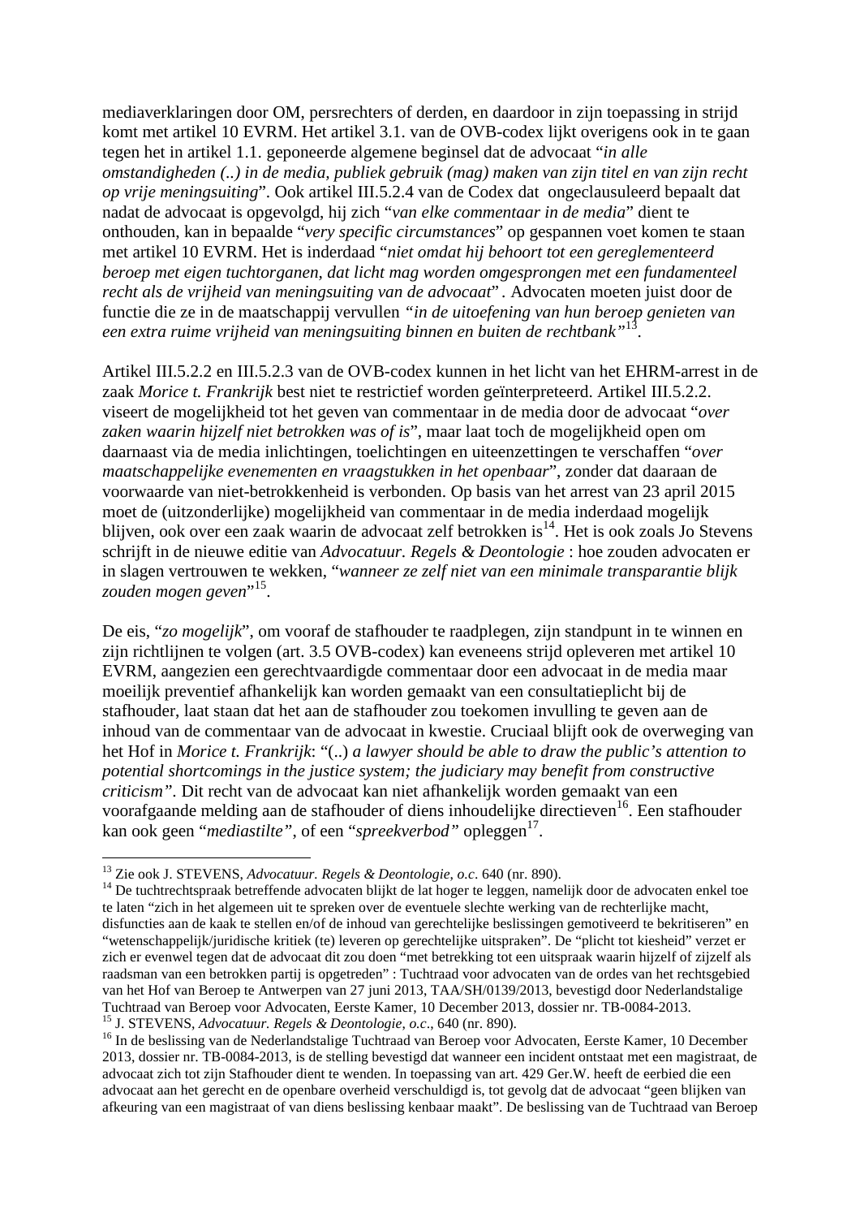mediaverklaringen door OM, persrechters of derden, en daardoor in zijn toepassing in strijd komt met artikel 10 EVRM. Het artikel 3.1. van de OVB-codex lijkt overigens ook in te gaan tegen het in artikel 1.1. geponeerde algemene beginsel dat de advocaat "*in alle omstandigheden (..) in de media, publiek gebruik (mag) maken van zijn titel en van zijn recht op vrije meningsuiting*". Ook artikel III.5.2.4 van de Codex dat ongeclausuleerd bepaalt dat nadat de advocaat is opgevolgd, hij zich "*van elke commentaar in de media*" dient te onthouden, kan in bepaalde "*very specific circumstances*" op gespannen voet komen te staan met artikel 10 EVRM. Het is inderdaad "*niet omdat hij behoort tot een gereglementeerd beroep met eigen tuchtorganen, dat licht mag worden omgesprongen met een fundamenteel recht als de vrijheid van meningsuiting van de advocaat*" . Advocaten moeten juist door de functie die ze in de maatschappij vervullen *"in de uitoefening van hun beroep genieten van een extra ruime vrijheid van meningsuiting binnen en buiten de rechtbank"*[13].

Artikel III.5.2.2 en III.5.2.3 van de OVB-codex kunnen in het licht van het EHRM-arrest in de zaak *Morice t. Frankrijk* best niet te restrictief worden geïnterpreteerd. Artikel III.5.2.2. viseert de mogelijkheid tot het geven van commentaar in de media door de advocaat "*over zaken waarin hijzelf niet betrokken was of is*", maar laat toch de mogelijkheid open om daarnaast via de media inlichtingen, toelichtingen en uiteenzettingen te verschaffen "*over maatschappelijke evenementen en vraagstukken in het openbaar*", zonder dat daaraan de voorwaarde van niet-betrokkenheid is verbonden. Op basis van het arrest van 23 april 2015 moet de (uitzonderlijke) mogelijkheid van commentaar in de media inderdaad mogelijk blijven, ook over een zaak waarin de advocaat zelf betrokken is[14]. Het is ook zoals Jo Stevens schrijft in de nieuwe editie van *Advocatuur. Regels & Deontologie* : hoe zouden advocaten er in slagen vertrouwen te wekken, "*wanneer ze zelf niet van een minimale transparantie blijk zouden mogen geven*"[15].

De eis, "*zo mogelijk*", om vooraf de stafhouder te raadplegen, zijn standpunt in te winnen en zijn richtlijnen te volgen (art. 3.5 OVB-codex) kan eveneens strijd opleveren met artikel 10 EVRM, aangezien een gerechtvaardigde commentaar door een advocaat in de media maar moeilijk preventief afhankelijk kan worden gemaakt van een consultatieplicht bij de stafhouder, laat staan dat het aan de stafhouder zou toekomen invulling te geven aan de inhoud van de commentaar van de advocaat in kwestie. Cruciaal blijft ook de overweging van het Hof in *Morice t. Frankrijk*: "(..) *a lawyer should be able to draw the public's attention to potential shortcomings in the justice system; the judiciary may benefit from constructive criticism".* Dit recht van de advocaat kan niet afhankelijk worden gemaakt van een voorafgaande melding aan de stafhouder of diens inhoudelijke directieven[16]. Een stafhouder kan ook geen "*mediastilte"*, of een "*spreekverbod"* opleggen[17].

---

[13] Zie ook J. STEVENS, *Advocatuur. Regels & Deontologie*, *o.c*. 640 (nr. 890).

[14] De tuchtrechtspraak betreffende advocaten blijkt de lat hoger te leggen, namelijk door de advocaten enkel toe te laten "zich in het algemeen uit te spreken over de eventuele slechte werking van de rechterlijke macht, disfuncties aan de kaak te stellen en/of de inhoud van gerechtelijke beslissingen gemotiveerd te bekritiseren" en "wetenschappelijk/juridische kritiek (te) leveren op gerechtelijke uitspraken". De "plicht tot kiesheid" verzet er zich evenwel tegen dat de advocaat dit zou doen "met betrekking tot een uitspraak waarin hijzelf of zijzelf als raadsman van een betrokken partij is opgetreden" : Tuchtraad voor advocaten van de ordes van het rechtsgebied van het Hof van Beroep te Antwerpen van 27 juni 2013, TAA/SH/0139/2013, bevestigd door Nederlandstalige Tuchtraad van Beroep voor Advocaten, Eerste Kamer, 10 December 2013, dossier nr. TB-0084-2013.

[15] J. STEVENS, *Advocatuur. Regels & Deontologie*, *o.c*., 640 (nr. 890).

[16] In de beslissing van de Nederlandstalige Tuchtraad van Beroep voor Advocaten, Eerste Kamer, 10 December 2013, dossier nr. TB-0084-2013, is de stelling bevestigd dat wanneer een incident ontstaat met een magistraat, de advocaat zich tot zijn Stafhouder dient te wenden. In toepassing van art. 429 Ger.W. heeft de eerbied die een advocaat aan het gerecht en de openbare overheid verschuldigd is, tot gevolg dat de advocaat "geen blijken van afkeuring van een magistraat of van diens beslissing kenbaar maakt". De beslissing van de Tuchtraad van Beroep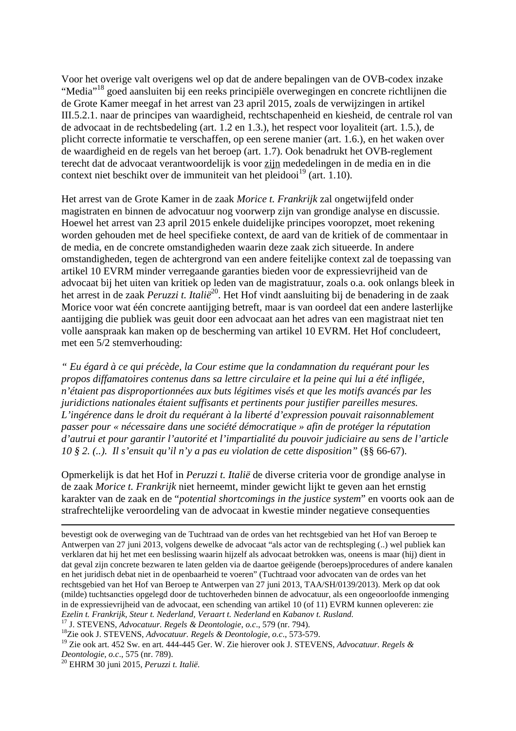Voor het overige valt overigens wel op dat de andere bepalingen van de OVB-codex inzake "Media"[18] goed aansluiten bij een reeks principiële overwegingen en concrete richtlijnen die de Grote Kamer meegaf in het arrest van 23 april 2015, zoals de verwijzingen in artikel III.5.2.1. naar de principes van waardigheid, rechtschapenheid en kiesheid, de centrale rol van de advocaat in de rechtsbedeling (art. 1.2 en 1.3.), het respect voor loyaliteit (art. 1.5.), de plicht correcte informatie te verschaffen, op een serene manier (art. 1.6.), en het waken over de waardigheid en de regels van het beroep (art. 1.7). Ook benadrukt het OVB-reglement terecht dat de advocaat verantwoordelijk is voor zijn mededelingen in de media en in die context niet beschikt over de immuniteit van het pleidooi[19] (art. 1.10).

Het arrest van de Grote Kamer in de zaak *Morice t. Frankrijk* zal ongetwijfeld onder magistraten en binnen de advocatuur nog voorwerp zijn van grondige analyse en discussie. Hoewel het arrest van 23 april 2015 enkele duidelijke principes vooropzet, moet rekening worden gehouden met de heel specifieke context, de aard van de kritiek of de commentaar in de media, en de concrete omstandigheden waarin deze zaak zich situeerde. In andere omstandigheden, tegen de achtergrond van een andere feitelijke context zal de toepassing van artikel 10 EVRM minder verregaande garanties bieden voor de expressievrijheid van de advocaat bij het uiten van kritiek op leden van de magistratuur, zoals o.a. ook onlangs bleek in het arrest in de zaak *Peruzzi t. Italië*[20]. Het Hof vindt aansluiting bij de benadering in de zaak Morice voor wat één concrete aantijging betreft, maar is van oordeel dat een andere lasterlijke aantijging die publiek was geuit door een advocaat aan het adres van een magistraat niet ten volle aanspraak kan maken op de bescherming van artikel 10 EVRM. Het Hof concludeert, met een 5/2 stemverhouding:

*" Eu égard à ce qui précède, la Cour estime que la condamnation du requérant pour les propos diffamatoires contenus dans sa lettre circulaire et la peine qui lui a été infligée, n'étaient pas disproportionnées aux buts légitimes visés et que les motifs avancés par les juridictions nationales étaient suffisants et pertinents pour justifier pareilles mesures. L'ingérence dans le droit du requérant à la liberté d'expression pouvait raisonnablement passer pour « nécessaire dans une société démocratique » afin de protéger la réputation d'autrui et pour garantir l'autorité et l'impartialité du pouvoir judiciaire au sens de l'article 10 § 2. (..). Il s'ensuit qu'il n'y a pas eu violation de cette disposition"* (§§ 66-67).

Opmerkelijk is dat het Hof in *Peruzzi t. Italië* de diverse criteria voor de grondige analyse in de zaak *Morice t. Frankrijk* niet herneemt, minder gewicht lijkt te geven aan het ernstig karakter van de zaak en de "*potential shortcomings in the justice system*" en voorts ook aan de strafrechtelijke veroordeling van de advocaat in kwestie minder negatieve consequenties

---

bevestigt ook de overweging van de Tuchtraad van de ordes van het rechtsgebied van het Hof van Beroep te Antwerpen van 27 juni 2013, volgens dewelke de advocaat "als actor van de rechtspleging (..) wel publiek kan verklaren dat hij het met een beslissing waarin hijzelf als advocaat betrokken was, oneens is maar (hij) dient in dat geval zijn concrete bezwaren te laten gelden via de daartoe geëigende (beroeps)procedures of andere kanalen en het juridisch debat niet in de openbaarheid te voeren" (Tuchtraad voor advocaten van de ordes van het rechtsgebied van het Hof van Beroep te Antwerpen van 27 juni 2013, TAA/SH/0139/2013). Merk op dat ook (milde) tuchtsancties opgelegd door de tuchtoverheden binnen de advocatuur, als een ongeoorloofde inmenging in de expressievrijheid van de advocaat, een schending van artikel 10 (of 11) EVRM kunnen opleveren: zie *Ezelin t. Frankrijk, Steur t. Nederland, Veraart t. Nederland* en *Kabanov t. Rusland.*

[17] J. STEVENS, *Advocatuur. Regels & Deontologie*, *o.c*., 579 (nr. 794).

[18] Zie ook J. STEVENS, *Advocatuur. Regels & Deontologie*, *o.c*., 573-579.

[19] Zie ook art. 452 Sw. en art. 444-445 Ger. W. Zie hierover ook J. STEVENS, *Advocatuur. Regels & Deontologie*, *o.c*., 575 (nr. 789).

[20] EHRM 30 juni 2015, *Peruzzi t. Italië.*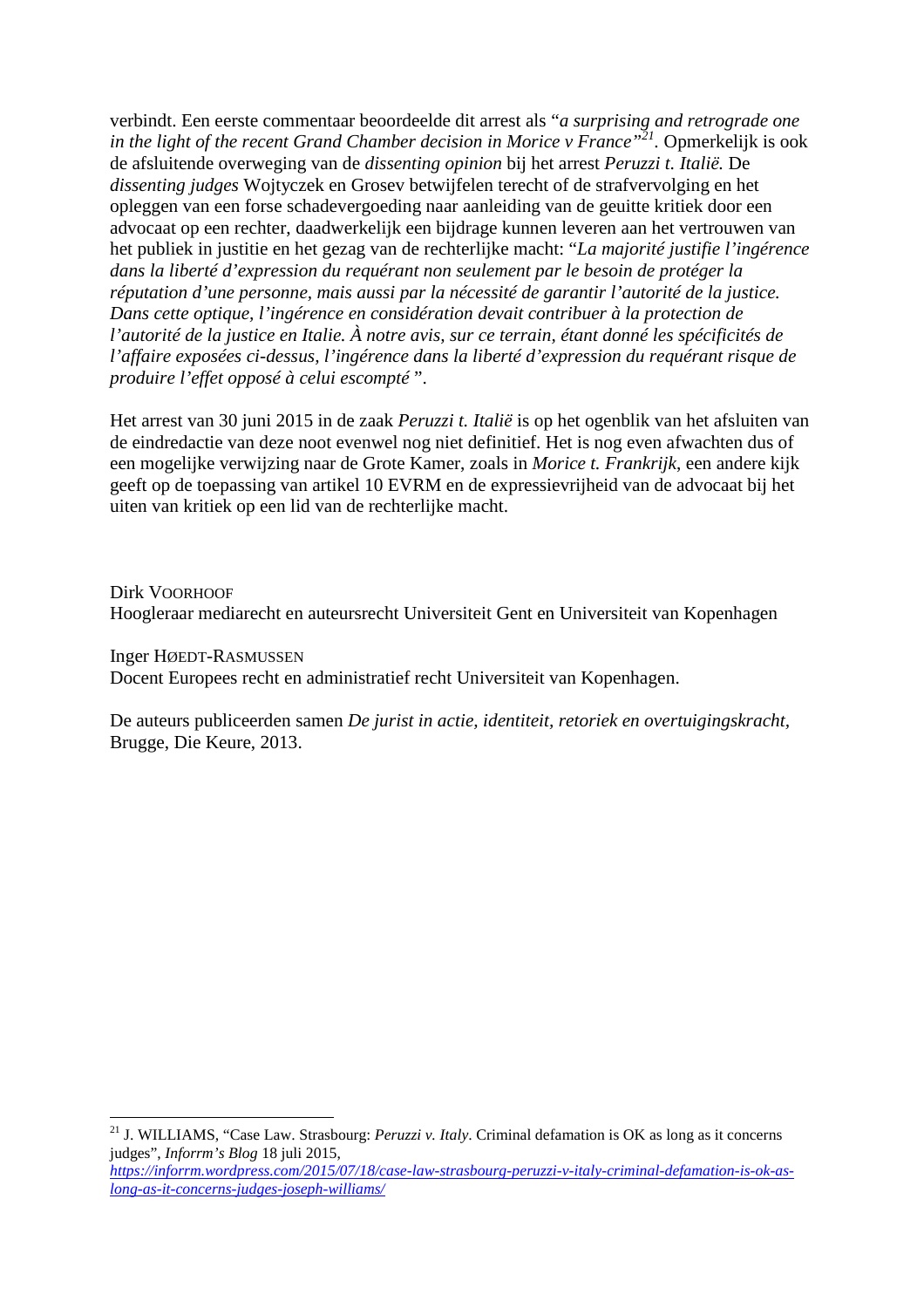verbindt. Een eerste commentaar beoordeelde dit arrest als "*a surprising and retrograde one in the light of the recent Grand Chamber decision in Morice v France*"[21]. Opmerkelijk is ook de afsluitende overweging van de *dissenting opinion* bij het arrest *Peruzzi t. Italië.* De *dissenting judges* Wojtyczek en Grosev betwijfelen terecht of de strafvervolging en het opleggen van een forse schadevergoeding naar aanleiding van de geuitte kritiek door een advocaat op een rechter, daadwerkelijk een bijdrage kunnen leveren aan het vertrouwen van het publiek in justitie en het gezag van de rechterlijke macht: "*La majorité justifie l'ingérence dans la liberté d'expression du requérant non seulement par le besoin de protéger la réputation d'une personne, mais aussi par la nécessité de garantir l'autorité de la justice. Dans cette optique, l'ingérence en considération devait contribuer à la protection de l'autorité de la justice en Italie. À notre avis, sur ce terrain, étant donné les spécificités de l'affaire exposées ci-dessus, l'ingérence dans la liberté d'expression du requérant risque de produire l'effet opposé à celui escompté* ".

Het arrest van 30 juni 2015 in de zaak *Peruzzi t. Italië* is op het ogenblik van het afsluiten van de eindredactie van deze noot evenwel nog niet definitief. Het is nog even afwachten dus of een mogelijke verwijzing naar de Grote Kamer, zoals in *Morice t. Frankrijk*, een andere kijk geeft op de toepassing van artikel 10 EVRM en de expressievrijheid van de advocaat bij het uiten van kritiek op een lid van de rechterlijke macht.

Dirk VOORHOOF
Hoogleraar mediarecht en auteursrecht Universiteit Gent en Universiteit van Kopenhagen

Inger HØEDT-RASMUSSEN
Docent Europees recht en administratief recht Universiteit van Kopenhagen.

De auteurs publiceerden samen *De jurist in actie, identiteit, retoriek en overtuigingskracht*, Brugge, Die Keure, 2013.

---

[21] J. WILLIAMS, "Case Law. Strasbourg: *Peruzzi v. Italy*. Criminal defamation is OK as long as it concerns judges", *Inforrm's Blog* 18 juli 2015, *https://inforrm.wordpress.com/2015/07/18/case-law-strasbourg-peruzzi-v-italy-criminal-defamation-is-ok-as-long-as-it-concerns-judges-joseph-williams/*